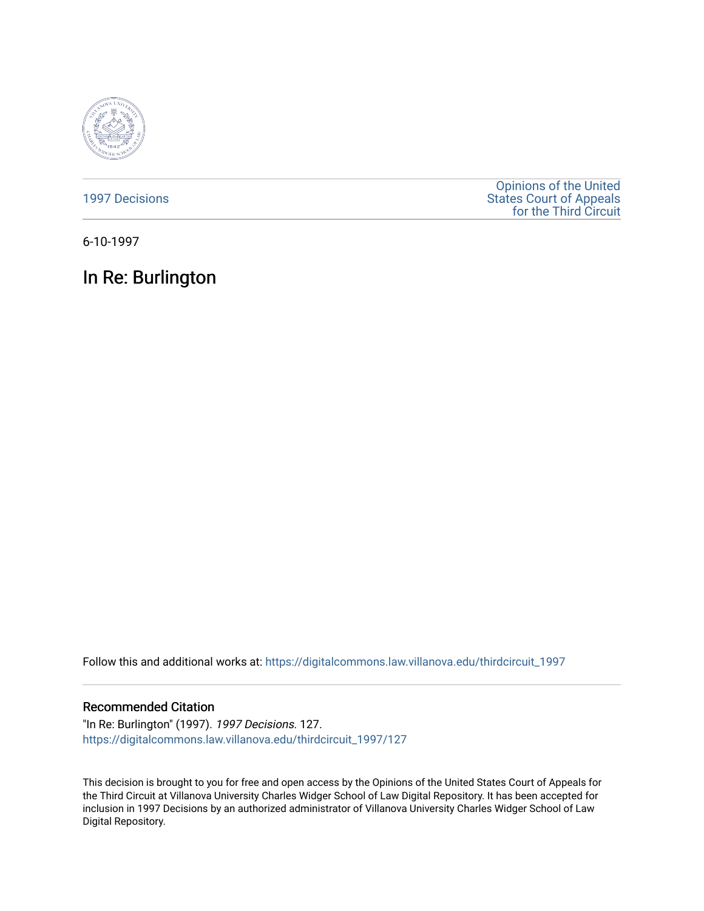1997 Decisions

Opinions of the United States Court of Appeals for the Third Circuit

6-10-1997

# In Re: Burlington

Follow this and additional works at: https://digitalcommons.law.villanova.edu/thirdcircuit_1997

## Recommended Citation

"In Re: Burlington" (1997). *1997 Decisions*. 127.
https://digitalcommons.law.villanova.edu/thirdcircuit_1997/127

This decision is brought to you for free and open access by the Opinions of the United States Court of Appeals for the Third Circuit at Villanova University Charles Widger School of Law Digital Repository. It has been accepted for inclusion in 1997 Decisions by an authorized administrator of Villanova University Charles Widger School of Law Digital Repository.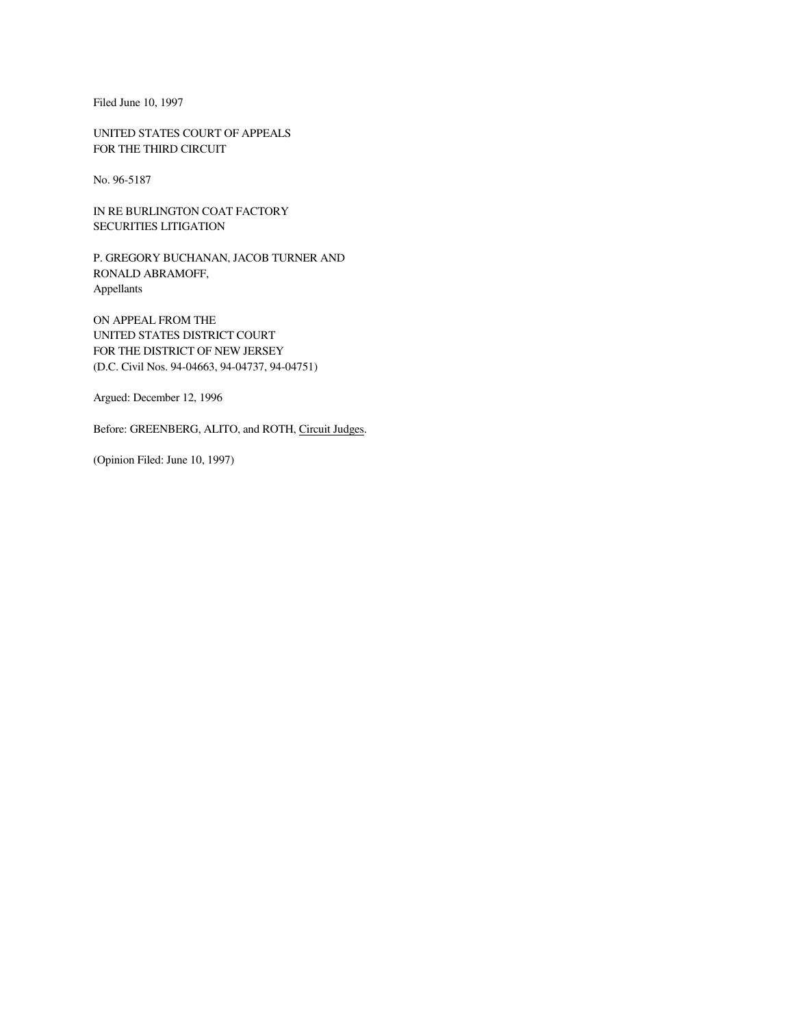Filed June 10, 1997

UNITED STATES COURT OF APPEALS
FOR THE THIRD CIRCUIT

No. 96-5187

IN RE BURLINGTON COAT FACTORY
SECURITIES LITIGATION

P. GREGORY BUCHANAN, JACOB TURNER AND
RONALD ABRAMOFF,
Appellants

ON APPEAL FROM THE
UNITED STATES DISTRICT COURT
FOR THE DISTRICT OF NEW JERSEY
(D.C. Civil Nos. 94-04663, 94-04737, 94-04751)

Argued: December 12, 1996

Before: GREENBERG, ALITO, and ROTH, Circuit Judges.

(Opinion Filed: June 10, 1997)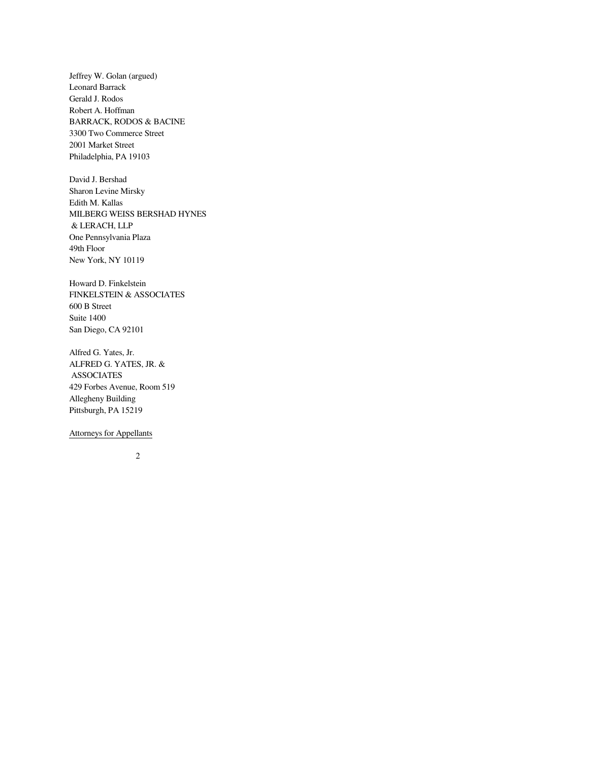Jeffrey W. Golan (argued)
Leonard Barrack
Gerald J. Rodos
Robert A. Hoffman
BARRACK, RODOS & BACINE
3300 Two Commerce Street
2001 Market Street
Philadelphia, PA 19103

David J. Bershad
Sharon Levine Mirsky
Edith M. Kallas
MILBERG WEISS BERSHAD HYNES
& LERACH, LLP
One Pennsylvania Plaza
49th Floor
New York, NY 10119

Howard D. Finkelstein
FINKELSTEIN & ASSOCIATES
600 B Street
Suite 1400
San Diego, CA 92101

Alfred G. Yates, Jr.
ALFRED G. YATES, JR. &
ASSOCIATES
429 Forbes Avenue, Room 519
Allegheny Building
Pittsburgh, PA 15219

Attorneys for Appellants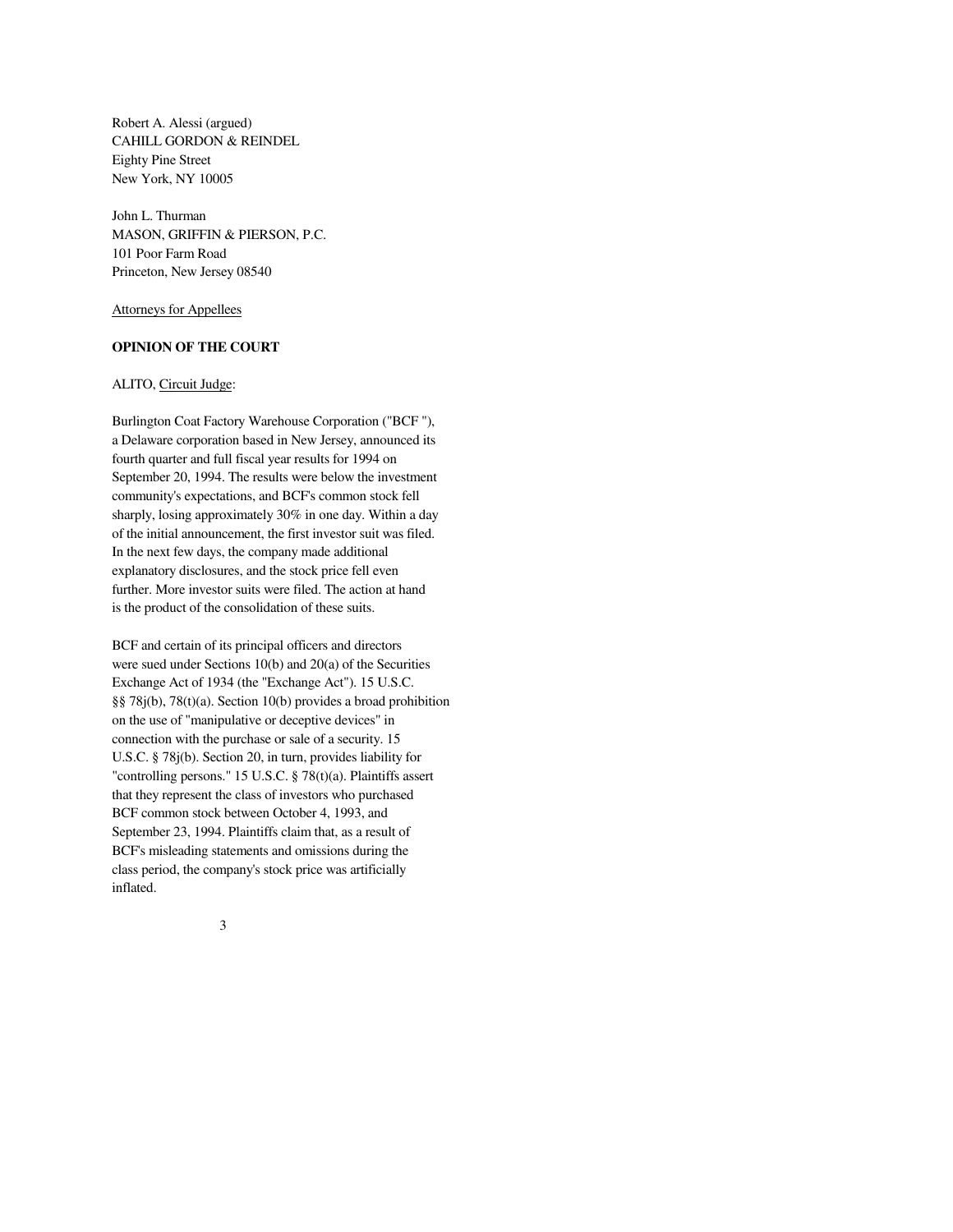Robert A. Alessi (argued)
CAHILL GORDON & REINDEL
Eighty Pine Street
New York, NY 10005

John L. Thurman
MASON, GRIFFIN & PIERSON, P.C.
101 Poor Farm Road
Princeton, New Jersey 08540

Attorneys for Appellees

**OPINION OF THE COURT**

ALITO, Circuit Judge:

Burlington Coat Factory Warehouse Corporation ("BCF "), a Delaware corporation based in New Jersey, announced its fourth quarter and full fiscal year results for 1994 on September 20, 1994. The results were below the investment community's expectations, and BCF's common stock fell sharply, losing approximately 30% in one day. Within a day of the initial announcement, the first investor suit was filed. In the next few days, the company made additional explanatory disclosures, and the stock price fell even further. More investor suits were filed. The action at hand is the product of the consolidation of these suits.

BCF and certain of its principal officers and directors were sued under Sections 10(b) and 20(a) of the Securities Exchange Act of 1934 (the "Exchange Act"). 15 U.S.C. §§ 78j(b), 78(t)(a). Section 10(b) provides a broad prohibition on the use of "manipulative or deceptive devices" in connection with the purchase or sale of a security. 15 U.S.C. § 78j(b). Section 20, in turn, provides liability for "controlling persons." 15 U.S.C. § 78(t)(a). Plaintiffs assert that they represent the class of investors who purchased BCF common stock between October 4, 1993, and September 23, 1994. Plaintiffs claim that, as a result of BCF's misleading statements and omissions during the class period, the company's stock price was artificially inflated.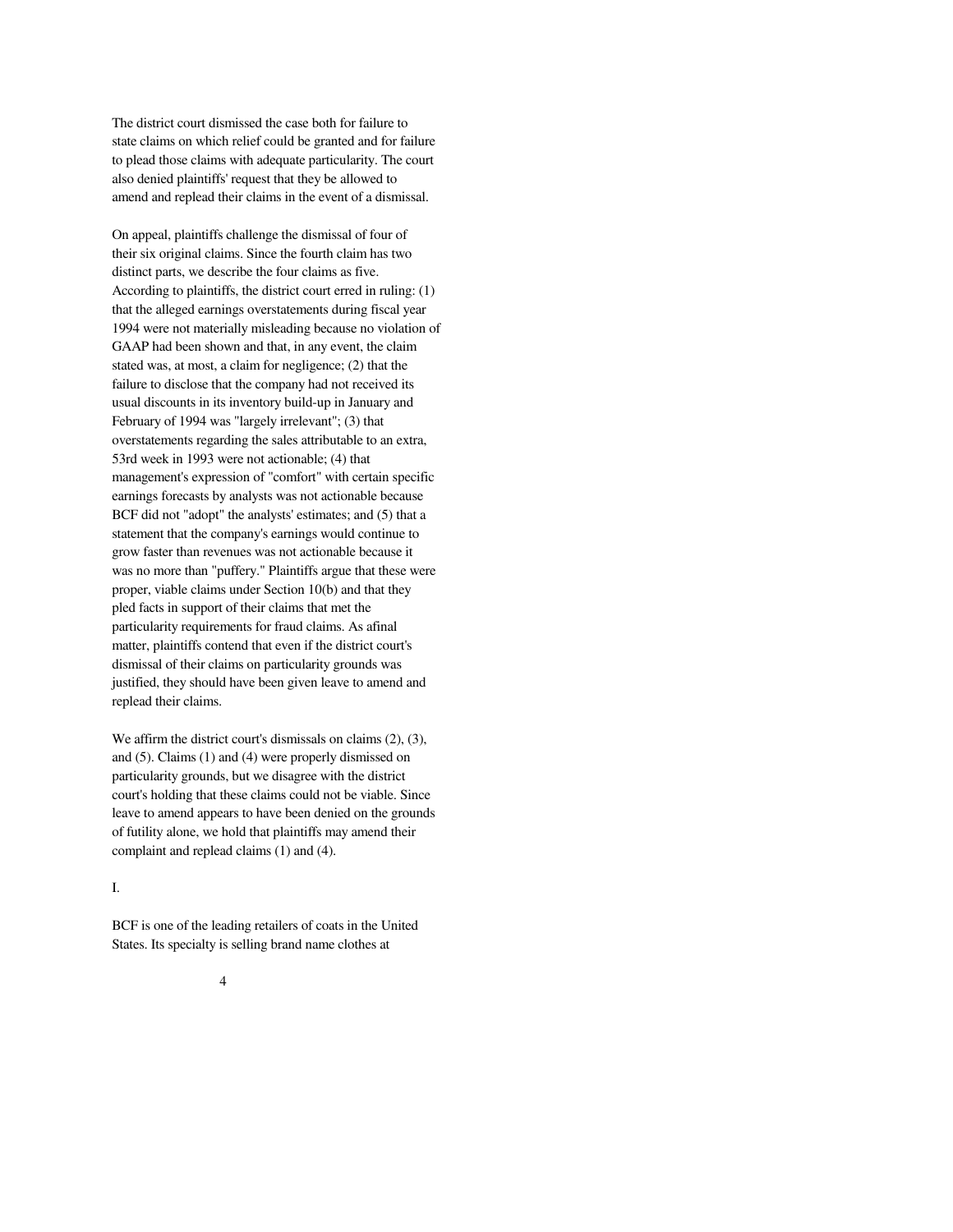The district court dismissed the case both for failure to state claims on which relief could be granted and for failure to plead those claims with adequate particularity. The court also denied plaintiffs' request that they be allowed to amend and replead their claims in the event of a dismissal.

On appeal, plaintiffs challenge the dismissal of four of their six original claims. Since the fourth claim has two distinct parts, we describe the four claims as five. According to plaintiffs, the district court erred in ruling: (1) that the alleged earnings overstatements during fiscal year 1994 were not materially misleading because no violation of GAAP had been shown and that, in any event, the claim stated was, at most, a claim for negligence; (2) that the failure to disclose that the company had not received its usual discounts in its inventory build-up in January and February of 1994 was "largely irrelevant"; (3) that overstatements regarding the sales attributable to an extra, 53rd week in 1993 were not actionable; (4) that management's expression of "comfort" with certain specific earnings forecasts by analysts was not actionable because BCF did not "adopt" the analysts' estimates; and (5) that a statement that the company's earnings would continue to grow faster than revenues was not actionable because it was no more than "puffery." Plaintiffs argue that these were proper, viable claims under Section 10(b) and that they pled facts in support of their claims that met the particularity requirements for fraud claims. As afinal matter, plaintiffs contend that even if the district court's dismissal of their claims on particularity grounds was justified, they should have been given leave to amend and replead their claims.

We affirm the district court's dismissals on claims (2), (3), and (5). Claims (1) and (4) were properly dismissed on particularity grounds, but we disagree with the district court's holding that these claims could not be viable. Since leave to amend appears to have been denied on the grounds of futility alone, we hold that plaintiffs may amend their complaint and replead claims (1) and (4).

I.

BCF is one of the leading retailers of coats in the United States. Its specialty is selling brand name clothes at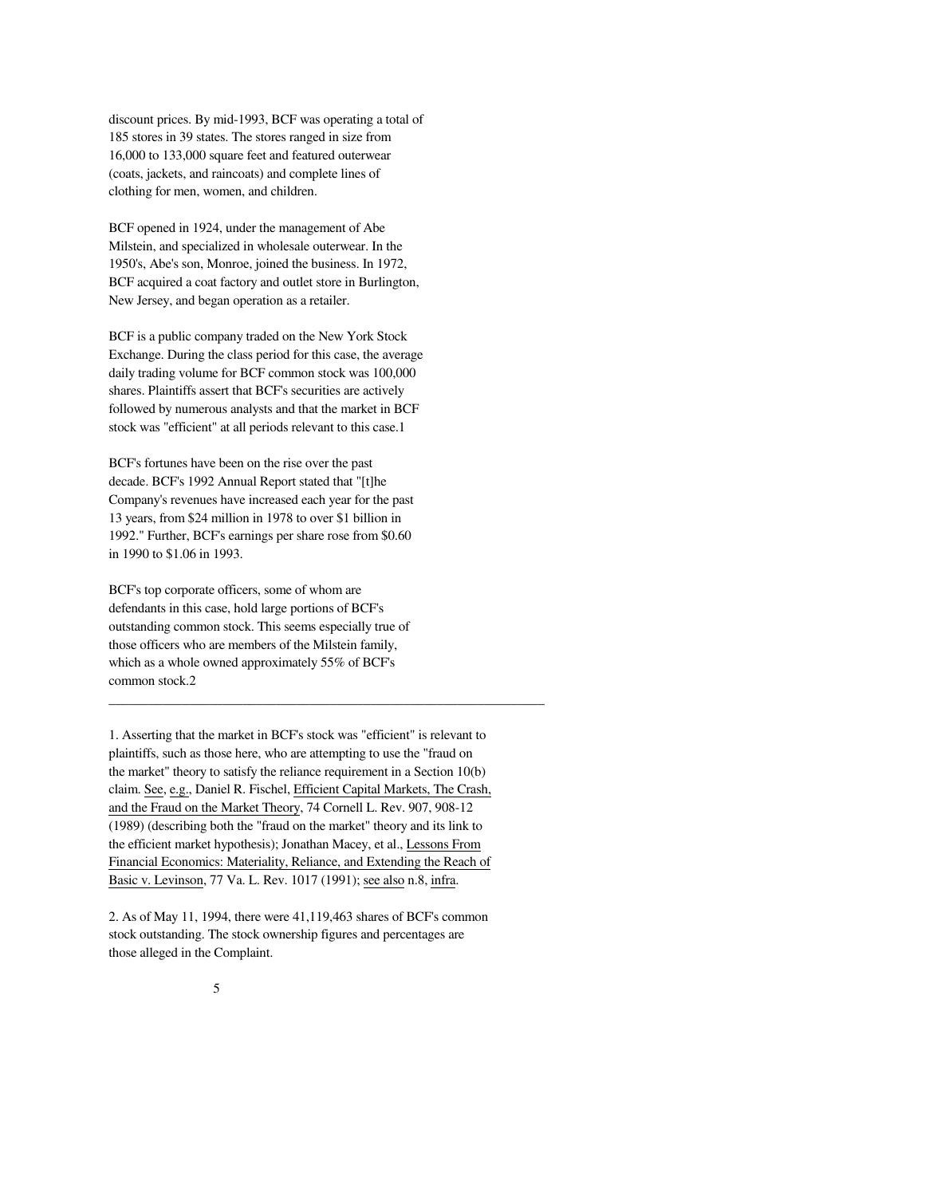discount prices. By mid-1993, BCF was operating a total of 185 stores in 39 states. The stores ranged in size from 16,000 to 133,000 square feet and featured outerwear (coats, jackets, and raincoats) and complete lines of clothing for men, women, and children.

BCF opened in 1924, under the management of Abe Milstein, and specialized in wholesale outerwear. In the 1950's, Abe's son, Monroe, joined the business. In 1972, BCF acquired a coat factory and outlet store in Burlington, New Jersey, and began operation as a retailer.

BCF is a public company traded on the New York Stock Exchange. During the class period for this case, the average daily trading volume for BCF common stock was 100,000 shares. Plaintiffs assert that BCF's securities are actively followed by numerous analysts and that the market in BCF stock was "efficient" at all periods relevant to this case.[1]

BCF's fortunes have been on the rise over the past decade. BCF's 1992 Annual Report stated that "[t]he Company's revenues have increased each year for the past 13 years, from $24 million in 1978 to over $1 billion in 1992." Further, BCF's earnings per share rose from $0.60 in 1990 to $1.06 in 1993.

BCF's top corporate officers, some of whom are defendants in this case, hold large portions of BCF's outstanding common stock. This seems especially true of those officers who are members of the Milstein family, which as a whole owned approximately 55% of BCF's common stock.[2]

---

1. Asserting that the market in BCF's stock was "efficient" is relevant to plaintiffs, such as those here, who are attempting to use the "fraud on the market" theory to satisfy the reliance requirement in a Section 10(b) claim. See, e.g., Daniel R. Fischel, Efficient Capital Markets, The Crash, and the Fraud on the Market Theory, 74 Cornell L. Rev. 907, 908-12 (1989) (describing both the "fraud on the market" theory and its link to the efficient market hypothesis); Jonathan Macey, et al., Lessons From Financial Economics: Materiality, Reliance, and Extending the Reach of Basic v. Levinson, 77 Va. L. Rev. 1017 (1991); see also n.8, infra.

2. As of May 11, 1994, there were 41,119,463 shares of BCF's common stock outstanding. The stock ownership figures and percentages are those alleged in the Complaint.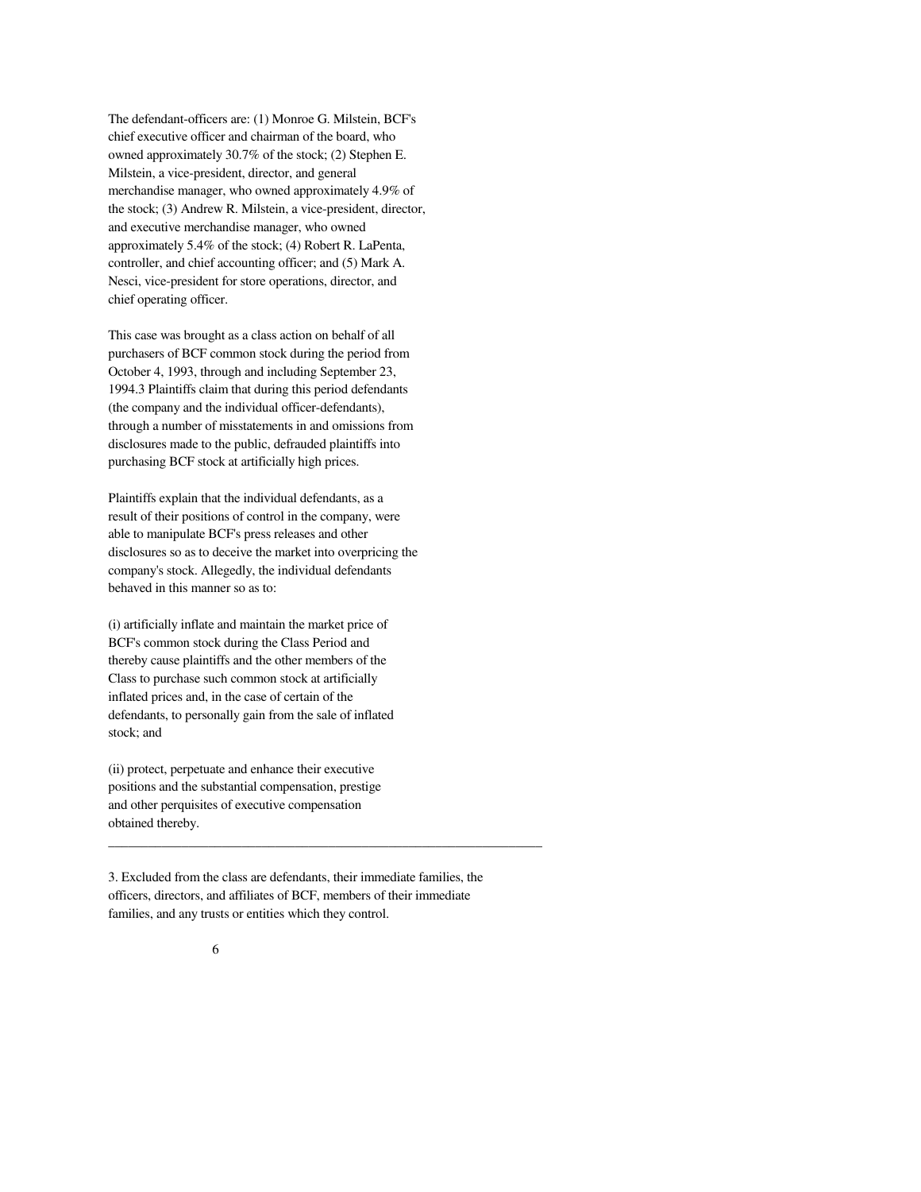The defendant-officers are: (1) Monroe G. Milstein, BCF's chief executive officer and chairman of the board, who owned approximately 30.7% of the stock; (2) Stephen E. Milstein, a vice-president, director, and general merchandise manager, who owned approximately 4.9% of the stock; (3) Andrew R. Milstein, a vice-president, director, and executive merchandise manager, who owned approximately 5.4% of the stock; (4) Robert R. LaPenta, controller, and chief accounting officer; and (5) Mark A. Nesci, vice-president for store operations, director, and chief operating officer.

This case was brought as a class action on behalf of all purchasers of BCF common stock during the period from October 4, 1993, through and including September 23, 1994.[3] Plaintiffs claim that during this period defendants (the company and the individual officer-defendants), through a number of misstatements in and omissions from disclosures made to the public, defrauded plaintiffs into purchasing BCF stock at artificially high prices.

Plaintiffs explain that the individual defendants, as a result of their positions of control in the company, were able to manipulate BCF's press releases and other disclosures so as to deceive the market into overpricing the company's stock. Allegedly, the individual defendants behaved in this manner so as to:

(i) artificially inflate and maintain the market price of BCF's common stock during the Class Period and thereby cause plaintiffs and the other members of the Class to purchase such common stock at artificially inflated prices and, in the case of certain of the defendants, to personally gain from the sale of inflated stock; and

(ii) protect, perpetuate and enhance their executive positions and the substantial compensation, prestige and other perquisites of executive compensation obtained thereby.

---

3. Excluded from the class are defendants, their immediate families, the officers, directors, and affiliates of BCF, members of their immediate families, and any trusts or entities which they control.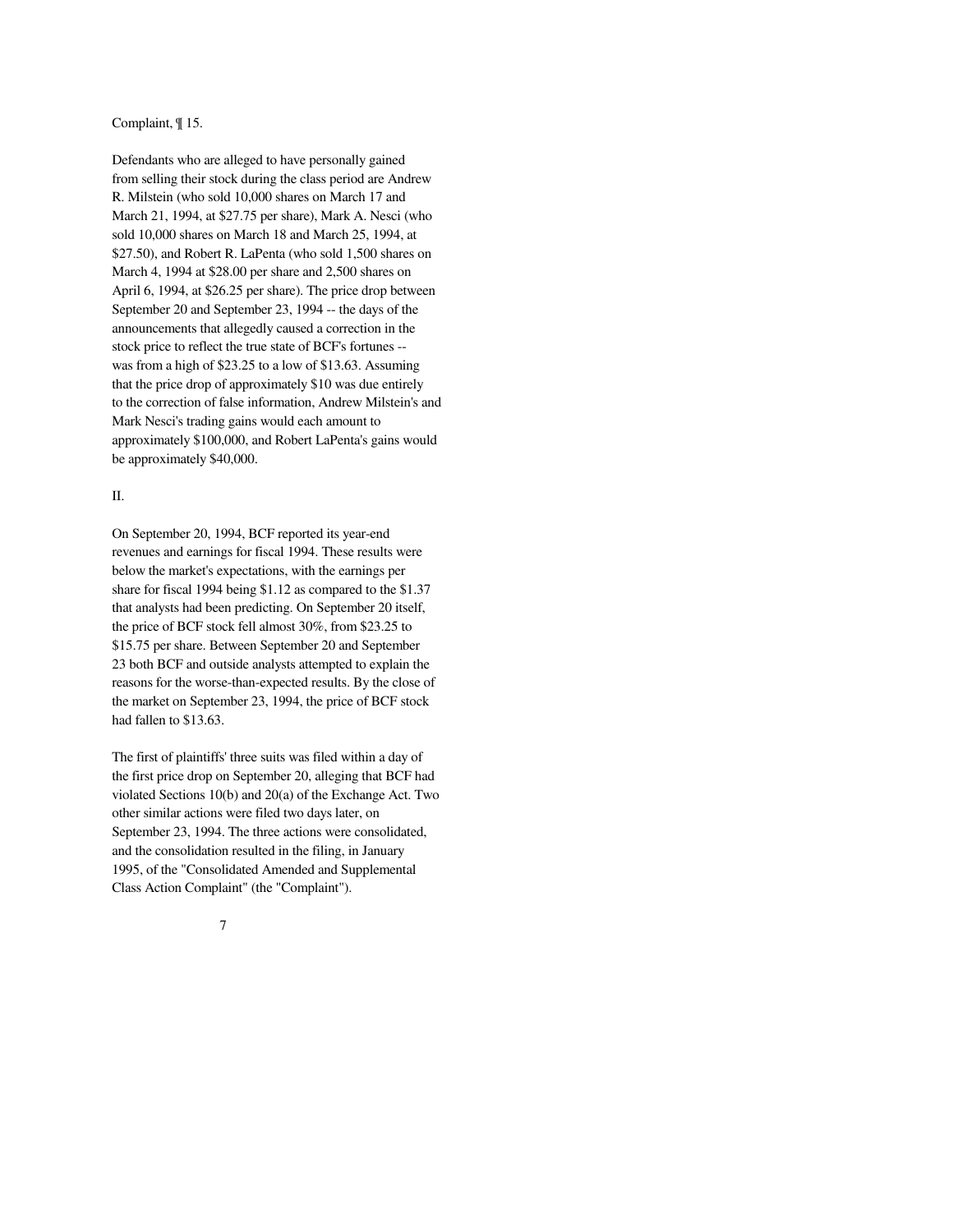Complaint, ¶ 15.

Defendants who are alleged to have personally gained from selling their stock during the class period are Andrew R. Milstein (who sold 10,000 shares on March 17 and March 21, 1994, at $27.75 per share), Mark A. Nesci (who sold 10,000 shares on March 18 and March 25, 1994, at $27.50), and Robert R. LaPenta (who sold 1,500 shares on March 4, 1994 at $28.00 per share and 2,500 shares on April 6, 1994, at $26.25 per share). The price drop between September 20 and September 23, 1994 -- the days of the announcements that allegedly caused a correction in the stock price to reflect the true state of BCF's fortunes -- was from a high of $23.25 to a low of $13.63. Assuming that the price drop of approximately $10 was due entirely to the correction of false information, Andrew Milstein's and Mark Nesci's trading gains would each amount to approximately $100,000, and Robert LaPenta's gains would be approximately $40,000.

II.

On September 20, 1994, BCF reported its year-end revenues and earnings for fiscal 1994. These results were below the market's expectations, with the earnings per share for fiscal 1994 being $1.12 as compared to the $1.37 that analysts had been predicting. On September 20 itself, the price of BCF stock fell almost 30%, from $23.25 to $15.75 per share. Between September 20 and September 23 both BCF and outside analysts attempted to explain the reasons for the worse-than-expected results. By the close of the market on September 23, 1994, the price of BCF stock had fallen to $13.63.

The first of plaintiffs' three suits was filed within a day of the first price drop on September 20, alleging that BCF had violated Sections 10(b) and 20(a) of the Exchange Act. Two other similar actions were filed two days later, on September 23, 1994. The three actions were consolidated, and the consolidation resulted in the filing, in January 1995, of the "Consolidated Amended and Supplemental Class Action Complaint" (the "Complaint").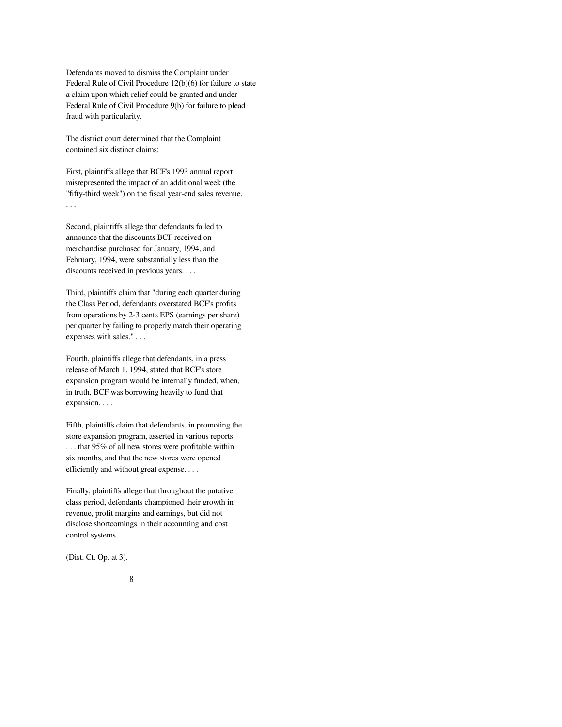Defendants moved to dismiss the Complaint under Federal Rule of Civil Procedure 12(b)(6) for failure to state a claim upon which relief could be granted and under Federal Rule of Civil Procedure 9(b) for failure to plead fraud with particularity.

The district court determined that the Complaint contained six distinct claims:

First, plaintiffs allege that BCF's 1993 annual report misrepresented the impact of an additional week (the "fifty-third week") on the fiscal year-end sales revenue. . . .

Second, plaintiffs allege that defendants failed to announce that the discounts BCF received on merchandise purchased for January, 1994, and February, 1994, were substantially less than the discounts received in previous years. . . .

Third, plaintiffs claim that "during each quarter during the Class Period, defendants overstated BCF's profits from operations by 2-3 cents EPS (earnings per share) per quarter by failing to properly match their operating expenses with sales." . . .

Fourth, plaintiffs allege that defendants, in a press release of March 1, 1994, stated that BCF's store expansion program would be internally funded, when, in truth, BCF was borrowing heavily to fund that expansion. . . .

Fifth, plaintiffs claim that defendants, in promoting the store expansion program, asserted in various reports . . . that 95% of all new stores were profitable within six months, and that the new stores were opened efficiently and without great expense. . . .

Finally, plaintiffs allege that throughout the putative class period, defendants championed their growth in revenue, profit margins and earnings, but did not disclose shortcomings in their accounting and cost control systems.

(Dist. Ct. Op. at 3).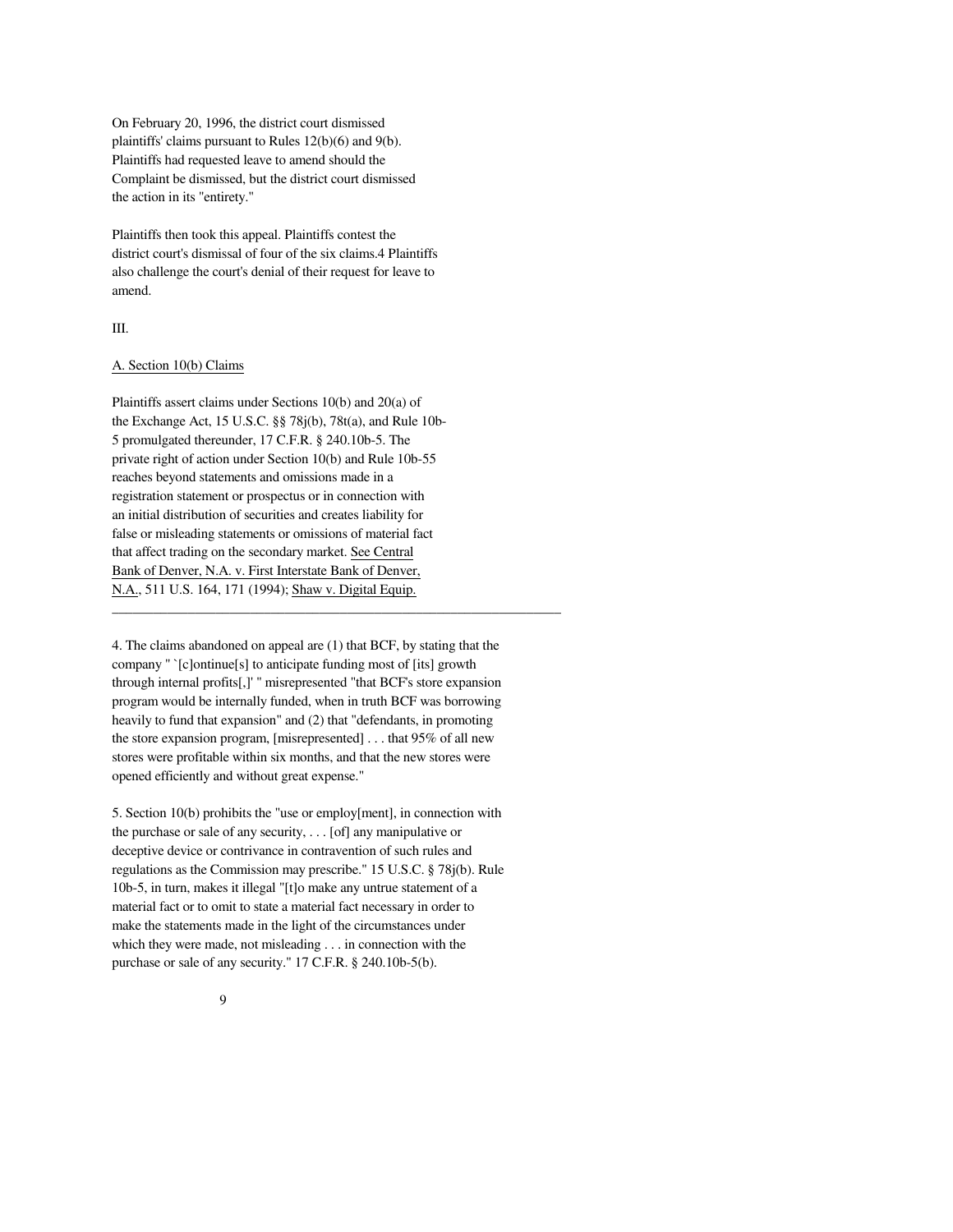On February 20, 1996, the district court dismissed plaintiffs' claims pursuant to Rules 12(b)(6) and 9(b). Plaintiffs had requested leave to amend should the Complaint be dismissed, but the district court dismissed the action in its "entirety."

Plaintiffs then took this appeal. Plaintiffs contest the district court's dismissal of four of the six claims.[4] Plaintiffs also challenge the court's denial of their request for leave to amend.

III.

A. Section 10(b) Claims

Plaintiffs assert claims under Sections 10(b) and 20(a) of the Exchange Act, 15 U.S.C. §§ 78j(b), 78t(a), and Rule 10b-5 promulgated thereunder, 17 C.F.R. § 240.10b-5. The private right of action under Section 10(b) and Rule 10b-5[5] reaches beyond statements and omissions made in a registration statement or prospectus or in connection with an initial distribution of securities and creates liability for false or misleading statements or omissions of material fact that affect trading on the secondary market. See Central Bank of Denver, N.A. v. First Interstate Bank of Denver, N.A., 511 U.S. 164, 171 (1994); Shaw v. Digital Equip.

---

4. The claims abandoned on appeal are (1) that BCF, by stating that the company " `[c]ontinue[s] to anticipate funding most of [its] growth through internal profits[,]' " misrepresented "that BCF's store expansion program would be internally funded, when in truth BCF was borrowing heavily to fund that expansion" and (2) that "defendants, in promoting the store expansion program, [misrepresented] . . . that 95% of all new stores were profitable within six months, and that the new stores were opened efficiently and without great expense."

5. Section 10(b) prohibits the "use or employ[ment], in connection with the purchase or sale of any security, . . . [of] any manipulative or deceptive device or contrivance in contravention of such rules and regulations as the Commission may prescribe." 15 U.S.C. § 78j(b). Rule 10b-5, in turn, makes it illegal "[t]o make any untrue statement of a material fact or to omit to state a material fact necessary in order to make the statements made in the light of the circumstances under which they were made, not misleading . . . in connection with the purchase or sale of any security." 17 C.F.R. § 240.10b-5(b).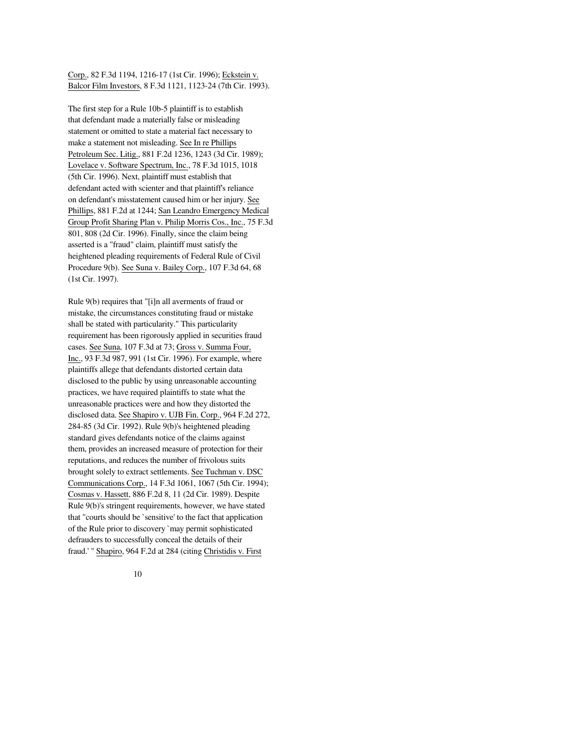Corp., 82 F.3d 1194, 1216-17 (1st Cir. 1996); Eckstein v. Balcor Film Investors, 8 F.3d 1121, 1123-24 (7th Cir. 1993).

The first step for a Rule 10b-5 plaintiff is to establish that defendant made a materially false or misleading statement or omitted to state a material fact necessary to make a statement not misleading. See In re Phillips Petroleum Sec. Litig., 881 F.2d 1236, 1243 (3d Cir. 1989); Lovelace v. Software Spectrum, Inc., 78 F.3d 1015, 1018 (5th Cir. 1996). Next, plaintiff must establish that defendant acted with scienter and that plaintiff's reliance on defendant's misstatement caused him or her injury. See Phillips, 881 F.2d at 1244; San Leandro Emergency Medical Group Profit Sharing Plan v. Philip Morris Cos., Inc., 75 F.3d 801, 808 (2d Cir. 1996). Finally, since the claim being asserted is a "fraud" claim, plaintiff must satisfy the heightened pleading requirements of Federal Rule of Civil Procedure 9(b). See Suna v. Bailey Corp., 107 F.3d 64, 68 (1st Cir. 1997).

Rule 9(b) requires that "[i]n all averments of fraud or mistake, the circumstances constituting fraud or mistake shall be stated with particularity." This particularity requirement has been rigorously applied in securities fraud cases. See Suna, 107 F.3d at 73; Gross v. Summa Four, Inc., 93 F.3d 987, 991 (1st Cir. 1996). For example, where plaintiffs allege that defendants distorted certain data disclosed to the public by using unreasonable accounting practices, we have required plaintiffs to state what the unreasonable practices were and how they distorted the disclosed data. See Shapiro v. UJB Fin. Corp., 964 F.2d 272, 284-85 (3d Cir. 1992). Rule 9(b)'s heightened pleading standard gives defendants notice of the claims against them, provides an increased measure of protection for their reputations, and reduces the number of frivolous suits brought solely to extract settlements. See Tuchman v. DSC Communications Corp., 14 F.3d 1061, 1067 (5th Cir. 1994); Cosmas v. Hassett, 886 F.2d 8, 11 (2d Cir. 1989). Despite Rule 9(b)'s stringent requirements, however, we have stated that "courts should be `sensitive' to the fact that application of the Rule prior to discovery `may permit sophisticated defrauders to successfully conceal the details of their fraud.' " Shapiro, 964 F.2d at 284 (citing Christidis v. First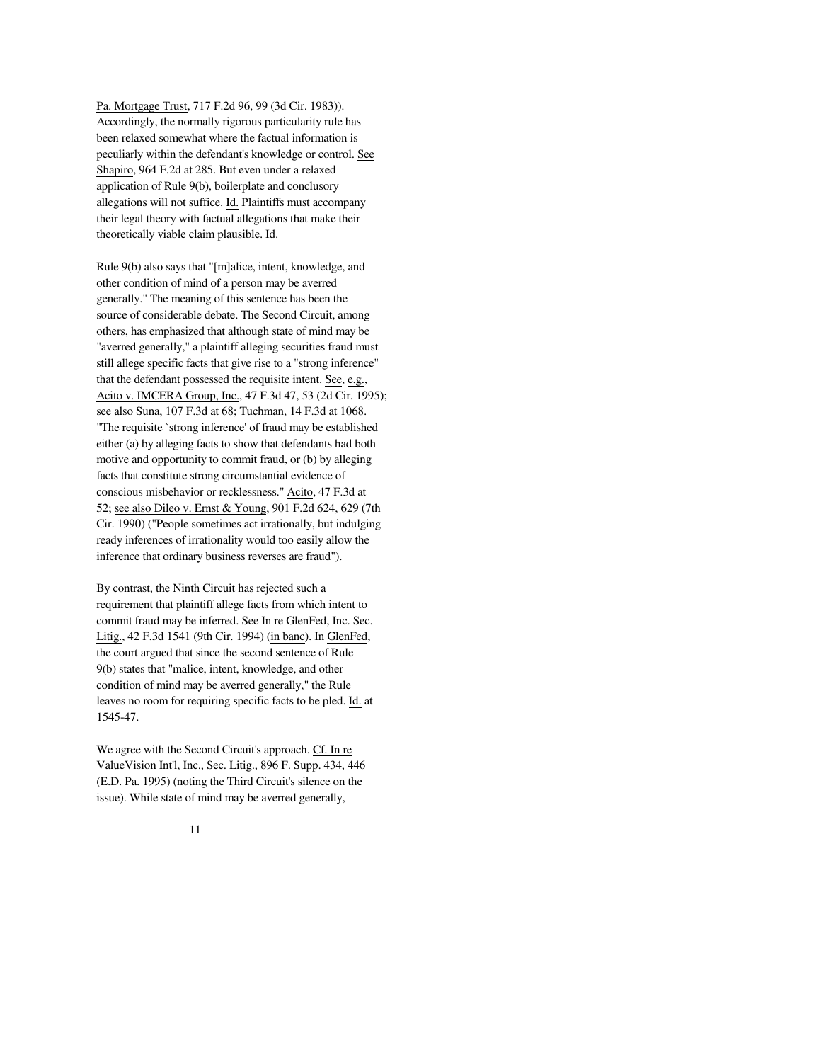Pa. Mortgage Trust, 717 F.2d 96, 99 (3d Cir. 1983)). Accordingly, the normally rigorous particularity rule has been relaxed somewhat where the factual information is peculiarly within the defendant's knowledge or control. See Shapiro, 964 F.2d at 285. But even under a relaxed application of Rule 9(b), boilerplate and conclusory allegations will not suffice. Id. Plaintiffs must accompany their legal theory with factual allegations that make their theoretically viable claim plausible. Id.

Rule 9(b) also says that "[m]alice, intent, knowledge, and other condition of mind of a person may be averred generally." The meaning of this sentence has been the source of considerable debate. The Second Circuit, among others, has emphasized that although state of mind may be "averred generally," a plaintiff alleging securities fraud must still allege specific facts that give rise to a "strong inference" that the defendant possessed the requisite intent. See, e.g., Acito v. IMCERA Group, Inc., 47 F.3d 47, 53 (2d Cir. 1995); see also Suna, 107 F.3d at 68; Tuchman, 14 F.3d at 1068. "The requisite `strong inference' of fraud may be established either (a) by alleging facts to show that defendants had both motive and opportunity to commit fraud, or (b) by alleging facts that constitute strong circumstantial evidence of conscious misbehavior or recklessness." Acito, 47 F.3d at 52; see also Dileo v. Ernst & Young, 901 F.2d 624, 629 (7th Cir. 1990) ("People sometimes act irrationally, but indulging ready inferences of irrationality would too easily allow the inference that ordinary business reverses are fraud").

By contrast, the Ninth Circuit has rejected such a requirement that plaintiff allege facts from which intent to commit fraud may be inferred. See In re GlenFed, Inc. Sec. Litig., 42 F.3d 1541 (9th Cir. 1994) (in banc). In GlenFed, the court argued that since the second sentence of Rule 9(b) states that "malice, intent, knowledge, and other condition of mind may be averred generally," the Rule leaves no room for requiring specific facts to be pled. Id. at 1545-47.

We agree with the Second Circuit's approach. Cf. In re ValueVision Int'l, Inc., Sec. Litig., 896 F. Supp. 434, 446 (E.D. Pa. 1995) (noting the Third Circuit's silence on the issue). While state of mind may be averred generally,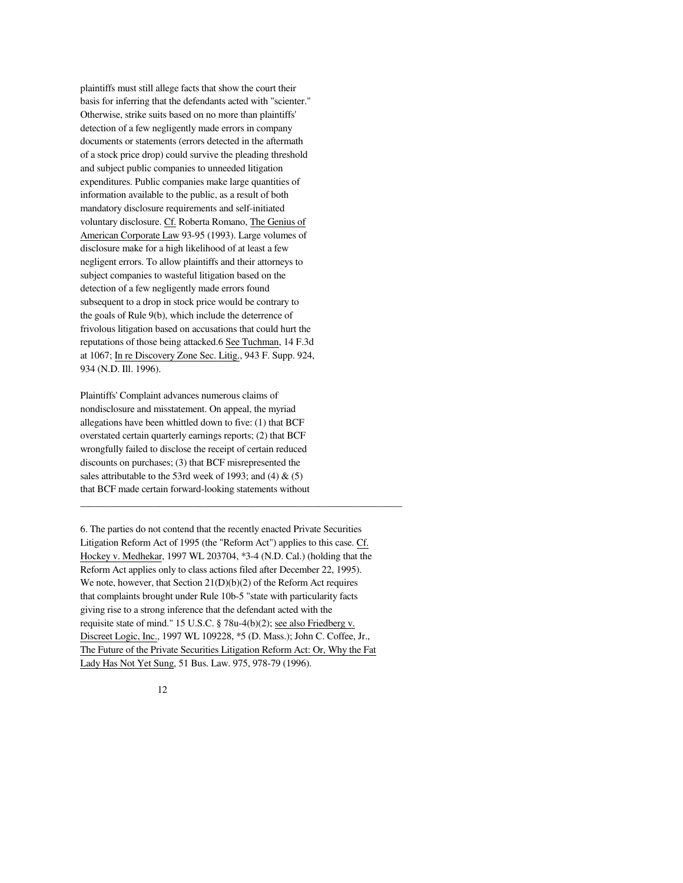plaintiffs must still allege facts that show the court their basis for inferring that the defendants acted with "scienter." Otherwise, strike suits based on no more than plaintiffs' detection of a few negligently made errors in company documents or statements (errors detected in the aftermath of a stock price drop) could survive the pleading threshold and subject public companies to unneeded litigation expenditures. Public companies make large quantities of information available to the public, as a result of both mandatory disclosure requirements and self-initiated voluntary disclosure. Cf. Roberta Romano, The Genius of American Corporate Law 93-95 (1993). Large volumes of disclosure make for a high likelihood of at least a few negligent errors. To allow plaintiffs and their attorneys to subject companies to wasteful litigation based on the detection of a few negligently made errors found subsequent to a drop in stock price would be contrary to the goals of Rule 9(b), which include the deterrence of frivolous litigation based on accusations that could hurt the reputations of those being attacked.[6] See Tuchman, 14 F.3d at 1067; In re Discovery Zone Sec. Litig., 943 F. Supp. 924, 934 (N.D. Ill. 1996).

Plaintiffs' Complaint advances numerous claims of nondisclosure and misstatement. On appeal, the myriad allegations have been whittled down to five: (1) that BCF overstated certain quarterly earnings reports; (2) that BCF wrongfully failed to disclose the receipt of certain reduced discounts on purchases; (3) that BCF misrepresented the sales attributable to the 53rd week of 1993; and (4) & (5) that BCF made certain forward-looking statements without

---

6. The parties do not contend that the recently enacted Private Securities Litigation Reform Act of 1995 (the "Reform Act") applies to this case. Cf. Hockey v. Medhekar, 1997 WL 203704, *3-4 (N.D. Cal.) (holding that the Reform Act applies only to class actions filed after December 22, 1995). We note, however, that Section 21(D)(b)(2) of the Reform Act requires that complaints brought under Rule 10b-5 "state with particularity facts giving rise to a strong inference that the defendant acted with the requisite state of mind." 15 U.S.C. § 78u-4(b)(2); see also Friedberg v. Discreet Logic, Inc., 1997 WL 109228, *5 (D. Mass.); John C. Coffee, Jr., The Future of the Private Securities Litigation Reform Act: Or, Why the Fat Lady Has Not Yet Sung, 51 Bus. Law. 975, 978-79 (1996).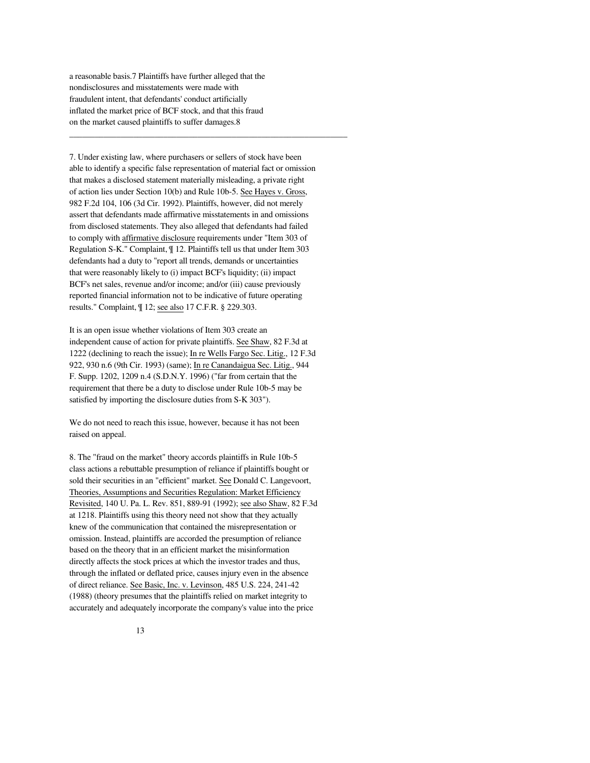a reasonable basis.7 Plaintiffs have further alleged that the nondisclosures and misstatements were made with fraudulent intent, that defendants' conduct artificially inflated the market price of BCF stock, and that this fraud on the market caused plaintiffs to suffer damages.8

---

7. Under existing law, where purchasers or sellers of stock have been able to identify a specific false representation of material fact or omission that makes a disclosed statement materially misleading, a private right of action lies under Section 10(b) and Rule 10b-5. See Hayes v. Gross, 982 F.2d 104, 106 (3d Cir. 1992). Plaintiffs, however, did not merely assert that defendants made affirmative misstatements in and omissions from disclosed statements. They also alleged that defendants had failed to comply with affirmative disclosure requirements under "Item 303 of Regulation S-K." Complaint, ¶ 12. Plaintiffs tell us that under Item 303 defendants had a duty to "report all trends, demands or uncertainties that were reasonably likely to (i) impact BCF's liquidity; (ii) impact BCF's net sales, revenue and/or income; and/or (iii) cause previously reported financial information not to be indicative of future operating results." Complaint, ¶ 12; see also 17 C.F.R. § 229.303.

It is an open issue whether violations of Item 303 create an independent cause of action for private plaintiffs. See Shaw, 82 F.3d at 1222 (declining to reach the issue); In re Wells Fargo Sec. Litig., 12 F.3d 922, 930 n.6 (9th Cir. 1993) (same); In re Canandaigua Sec. Litig., 944 F. Supp. 1202, 1209 n.4 (S.D.N.Y. 1996) ("far from certain that the requirement that there be a duty to disclose under Rule 10b-5 may be satisfied by importing the disclosure duties from S-K 303").

We do not need to reach this issue, however, because it has not been raised on appeal.

8. The "fraud on the market" theory accords plaintiffs in Rule 10b-5 class actions a rebuttable presumption of reliance if plaintiffs bought or sold their securities in an "efficient" market. See Donald C. Langevoort, Theories, Assumptions and Securities Regulation: Market Efficiency Revisited, 140 U. Pa. L. Rev. 851, 889-91 (1992); see also Shaw, 82 F.3d at 1218. Plaintiffs using this theory need not show that they actually knew of the communication that contained the misrepresentation or omission. Instead, plaintiffs are accorded the presumption of reliance based on the theory that in an efficient market the misinformation directly affects the stock prices at which the investor trades and thus, through the inflated or deflated price, causes injury even in the absence of direct reliance. See Basic, Inc. v. Levinson, 485 U.S. 224, 241-42 (1988) (theory presumes that the plaintiffs relied on market integrity to accurately and adequately incorporate the company's value into the price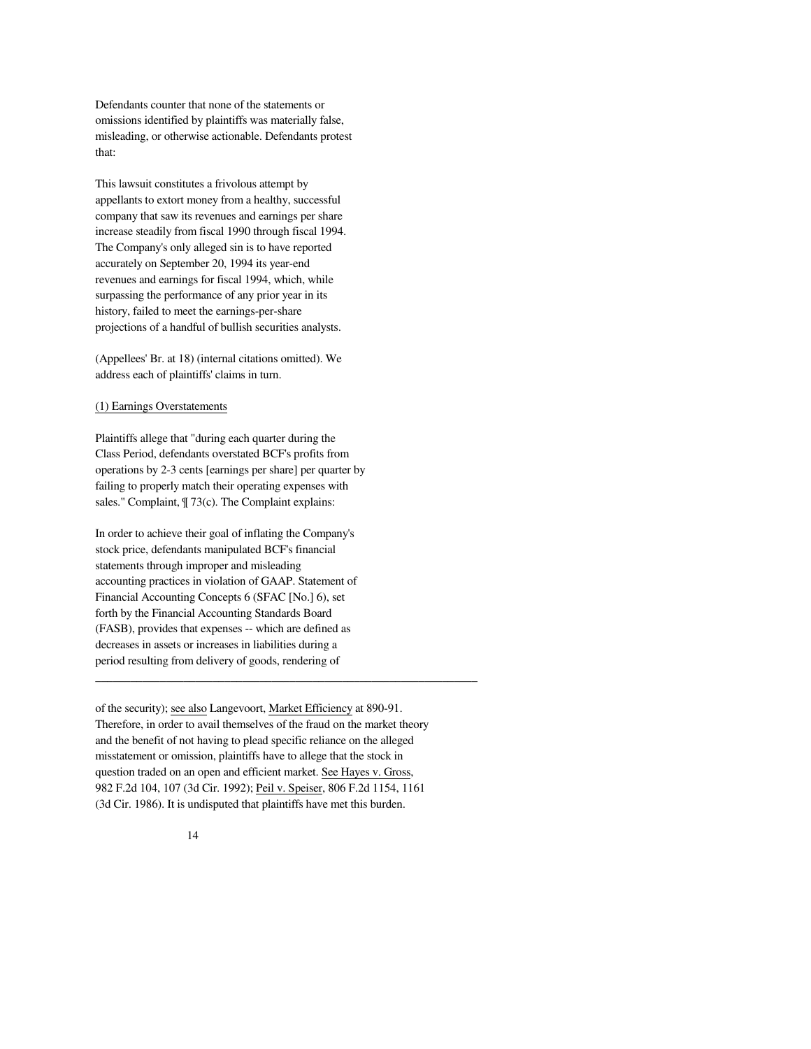Defendants counter that none of the statements or omissions identified by plaintiffs was materially false, misleading, or otherwise actionable. Defendants protest that:

> This lawsuit constitutes a frivolous attempt by appellants to extort money from a healthy, successful company that saw its revenues and earnings per share increase steadily from fiscal 1990 through fiscal 1994. The Company's only alleged sin is to have reported accurately on September 20, 1994 its year-end revenues and earnings for fiscal 1994, which, while surpassing the performance of any prior year in its history, failed to meet the earnings-per-share projections of a handful of bullish securities analysts.

(Appellees' Br. at 18) (internal citations omitted). We address each of plaintiffs' claims in turn.

(1) Earnings Overstatements

Plaintiffs allege that "during each quarter during the Class Period, defendants overstated BCF's profits from operations by 2-3 cents [earnings per share] per quarter by failing to properly match their operating expenses with sales." Complaint, ¶ 73(c). The Complaint explains:

> In order to achieve their goal of inflating the Company's stock price, defendants manipulated BCF's financial statements through improper and misleading accounting practices in violation of GAAP. Statement of Financial Accounting Concepts 6 (SFAC [No.] 6), set forth by the Financial Accounting Standards Board (FASB), provides that expenses -- which are defined as decreases in assets or increases in liabilities during a period resulting from delivery of goods, rendering of

---

of the security); see also Langevoort, Market Efficiency at 890-91. Therefore, in order to avail themselves of the fraud on the market theory and the benefit of not having to plead specific reliance on the alleged misstatement or omission, plaintiffs have to allege that the stock in question traded on an open and efficient market. See Hayes v. Gross, 982 F.2d 104, 107 (3d Cir. 1992); Peil v. Speiser, 806 F.2d 1154, 1161 (3d Cir. 1986). It is undisputed that plaintiffs have met this burden.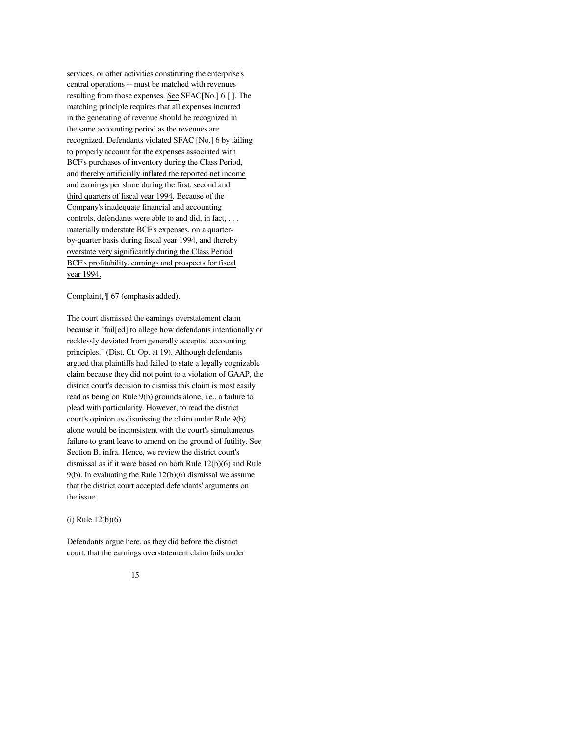services, or other activities constituting the enterprise's central operations -- must be matched with revenues resulting from those expenses. See SFAC[No.] 6 [ ]. The matching principle requires that all expenses incurred in the generating of revenue should be recognized in the same accounting period as the revenues are recognized. Defendants violated SFAC [No.] 6 by failing to properly account for the expenses associated with BCF's purchases of inventory during the Class Period, and thereby artificially inflated the reported net income and earnings per share during the first, second and third quarters of fiscal year 1994. Because of the Company's inadequate financial and accounting controls, defendants were able to and did, in fact, . . . materially understate BCF's expenses, on a quarter-by-quarter basis during fiscal year 1994, and thereby overstate very significantly during the Class Period BCF's profitability, earnings and prospects for fiscal year 1994.

Complaint, ¶ 67 (emphasis added).

The court dismissed the earnings overstatement claim because it "fail[ed] to allege how defendants intentionally or recklessly deviated from generally accepted accounting principles." (Dist. Ct. Op. at 19). Although defendants argued that plaintiffs had failed to state a legally cognizable claim because they did not point to a violation of GAAP, the district court's decision to dismiss this claim is most easily read as being on Rule 9(b) grounds alone, i.e., a failure to plead with particularity. However, to read the district court's opinion as dismissing the claim under Rule 9(b) alone would be inconsistent with the court's simultaneous failure to grant leave to amend on the ground of futility. See Section B, infra. Hence, we review the district court's dismissal as if it were based on both Rule 12(b)(6) and Rule 9(b). In evaluating the Rule 12(b)(6) dismissal we assume that the district court accepted defendants' arguments on the issue.

(i) Rule 12(b)(6)

Defendants argue here, as they did before the district court, that the earnings overstatement claim fails under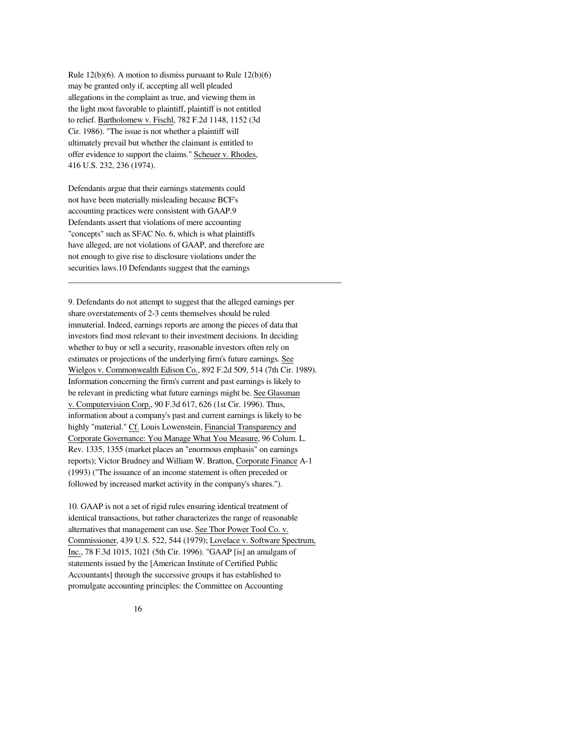Rule 12(b)(6). A motion to dismiss pursuant to Rule 12(b)(6) may be granted only if, accepting all well pleaded allegations in the complaint as true, and viewing them in the light most favorable to plaintiff, plaintiff is not entitled to relief. Bartholomew v. Fischl, 782 F.2d 1148, 1152 (3d Cir. 1986). "The issue is not whether a plaintiff will ultimately prevail but whether the claimant is entitled to offer evidence to support the claims." Scheuer v. Rhodes, 416 U.S. 232, 236 (1974).

Defendants argue that their earnings statements could not have been materially misleading because BCF's accounting practices were consistent with GAAP.[9] Defendants assert that violations of mere accounting "concepts" such as SFAC No. 6, which is what plaintiffs have alleged, are not violations of GAAP, and therefore are not enough to give rise to disclosure violations under the securities laws.[10] Defendants suggest that the earnings

---

9. Defendants do not attempt to suggest that the alleged earnings per share overstatements of 2-3 cents themselves should be ruled immaterial. Indeed, earnings reports are among the pieces of data that investors find most relevant to their investment decisions. In deciding whether to buy or sell a security, reasonable investors often rely on estimates or projections of the underlying firm's future earnings. See Wielgos v. Commonwealth Edison Co., 892 F.2d 509, 514 (7th Cir. 1989). Information concerning the firm's current and past earnings is likely to be relevant in predicting what future earnings might be. See Glassman v. Computervision Corp., 90 F.3d 617, 626 (1st Cir. 1996). Thus, information about a company's past and current earnings is likely to be highly "material." Cf. Louis Lowenstein, Financial Transparency and Corporate Governance: You Manage What You Measure, 96 Colum. L. Rev. 1335, 1355 (market places an "enormous emphasis" on earnings reports); Victor Brudney and William W. Bratton, Corporate Finance A-1 (1993) ("The issuance of an income statement is often preceded or followed by increased market activity in the company's shares.").

10. GAAP is not a set of rigid rules ensuring identical treatment of identical transactions, but rather characterizes the range of reasonable alternatives that management can use. See Thor Power Tool Co. v. Commissioner, 439 U.S. 522, 544 (1979); Lovelace v. Software Spectrum, Inc., 78 F.3d 1015, 1021 (5th Cir. 1996). "GAAP [is] an amalgam of statements issued by the [American Institute of Certified Public Accountants] through the successive groups it has established to promulgate accounting principles: the Committee on Accounting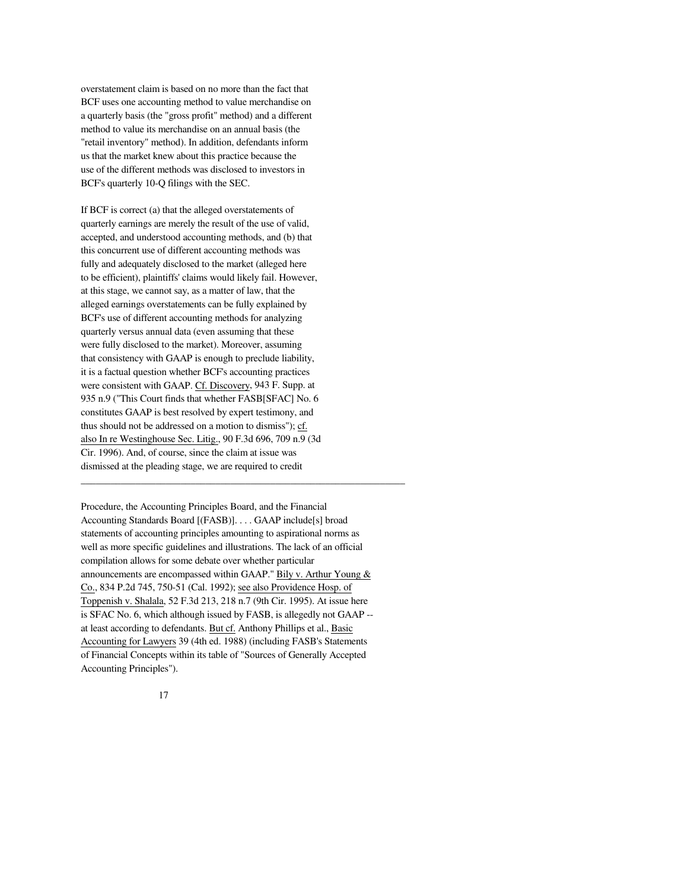overstatement claim is based on no more than the fact that BCF uses one accounting method to value merchandise on a quarterly basis (the "gross profit" method) and a different method to value its merchandise on an annual basis (the "retail inventory" method). In addition, defendants inform us that the market knew about this practice because the use of the different methods was disclosed to investors in BCF's quarterly 10-Q filings with the SEC.

If BCF is correct (a) that the alleged overstatements of quarterly earnings are merely the result of the use of valid, accepted, and understood accounting methods, and (b) that this concurrent use of different accounting methods was fully and adequately disclosed to the market (alleged here to be efficient), plaintiffs' claims would likely fail. However, at this stage, we cannot say, as a matter of law, that the alleged earnings overstatements can be fully explained by BCF's use of different accounting methods for analyzing quarterly versus annual data (even assuming that these were fully disclosed to the market). Moreover, assuming that consistency with GAAP is enough to preclude liability, it is a factual question whether BCF's accounting practices were consistent with GAAP. Cf. Discovery, 943 F. Supp. at 935 n.9 ("This Court finds that whether FASB[SFAC] No. 6 constitutes GAAP is best resolved by expert testimony, and thus should not be addressed on a motion to dismiss"); cf. also In re Westinghouse Sec. Litig., 90 F.3d 696, 709 n.9 (3d Cir. 1996). And, of course, since the claim at issue was dismissed at the pleading stage, we are required to credit

---

Procedure, the Accounting Principles Board, and the Financial Accounting Standards Board [(FASB)]. . . . GAAP include[s] broad statements of accounting principles amounting to aspirational norms as well as more specific guidelines and illustrations. The lack of an official compilation allows for some debate over whether particular announcements are encompassed within GAAP." Bily v. Arthur Young & Co., 834 P.2d 745, 750-51 (Cal. 1992); see also Providence Hosp. of Toppenish v. Shalala, 52 F.3d 213, 218 n.7 (9th Cir. 1995). At issue here is SFAC No. 6, which although issued by FASB, is allegedly not GAAP -- at least according to defendants. But cf. Anthony Phillips et al., Basic Accounting for Lawyers 39 (4th ed. 1988) (including FASB's Statements of Financial Concepts within its table of "Sources of Generally Accepted Accounting Principles").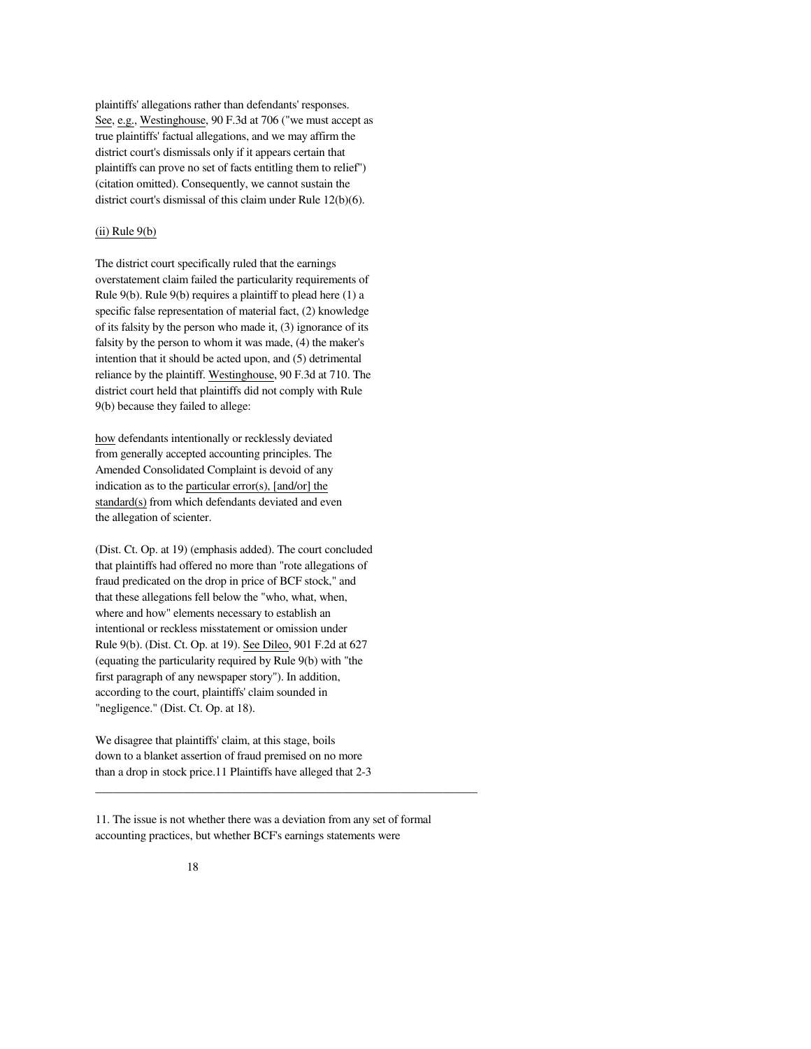plaintiffs' allegations rather than defendants' responses. See, e.g., Westinghouse, 90 F.3d at 706 ("we must accept as true plaintiffs' factual allegations, and we may affirm the district court's dismissals only if it appears certain that plaintiffs can prove no set of facts entitling them to relief") (citation omitted). Consequently, we cannot sustain the district court's dismissal of this claim under Rule 12(b)(6).

(ii) Rule 9(b)

The district court specifically ruled that the earnings overstatement claim failed the particularity requirements of Rule 9(b). Rule 9(b) requires a plaintiff to plead here (1) a specific false representation of material fact, (2) knowledge of its falsity by the person who made it, (3) ignorance of its falsity by the person to whom it was made, (4) the maker's intention that it should be acted upon, and (5) detrimental reliance by the plaintiff. Westinghouse, 90 F.3d at 710. The district court held that plaintiffs did not comply with Rule 9(b) because they failed to allege:

> how defendants intentionally or recklessly deviated from generally accepted accounting principles. The Amended Consolidated Complaint is devoid of any indication as to the particular error(s), [and/or] the standard(s) from which defendants deviated and even the allegation of scienter.

(Dist. Ct. Op. at 19) (emphasis added). The court concluded that plaintiffs had offered no more than "rote allegations of fraud predicated on the drop in price of BCF stock," and that these allegations fell below the "who, what, when, where and how" elements necessary to establish an intentional or reckless misstatement or omission under Rule 9(b). (Dist. Ct. Op. at 19). See Dileo, 901 F.2d at 627 (equating the particularity required by Rule 9(b) with "the first paragraph of any newspaper story"). In addition, according to the court, plaintiffs' claim sounded in "negligence." (Dist. Ct. Op. at 18).

We disagree that plaintiffs' claim, at this stage, boils down to a blanket assertion of fraud premised on no more than a drop in stock price.11 Plaintiffs have alleged that 2-3

---

11. The issue is not whether there was a deviation from any set of formal accounting practices, but whether BCF's earnings statements were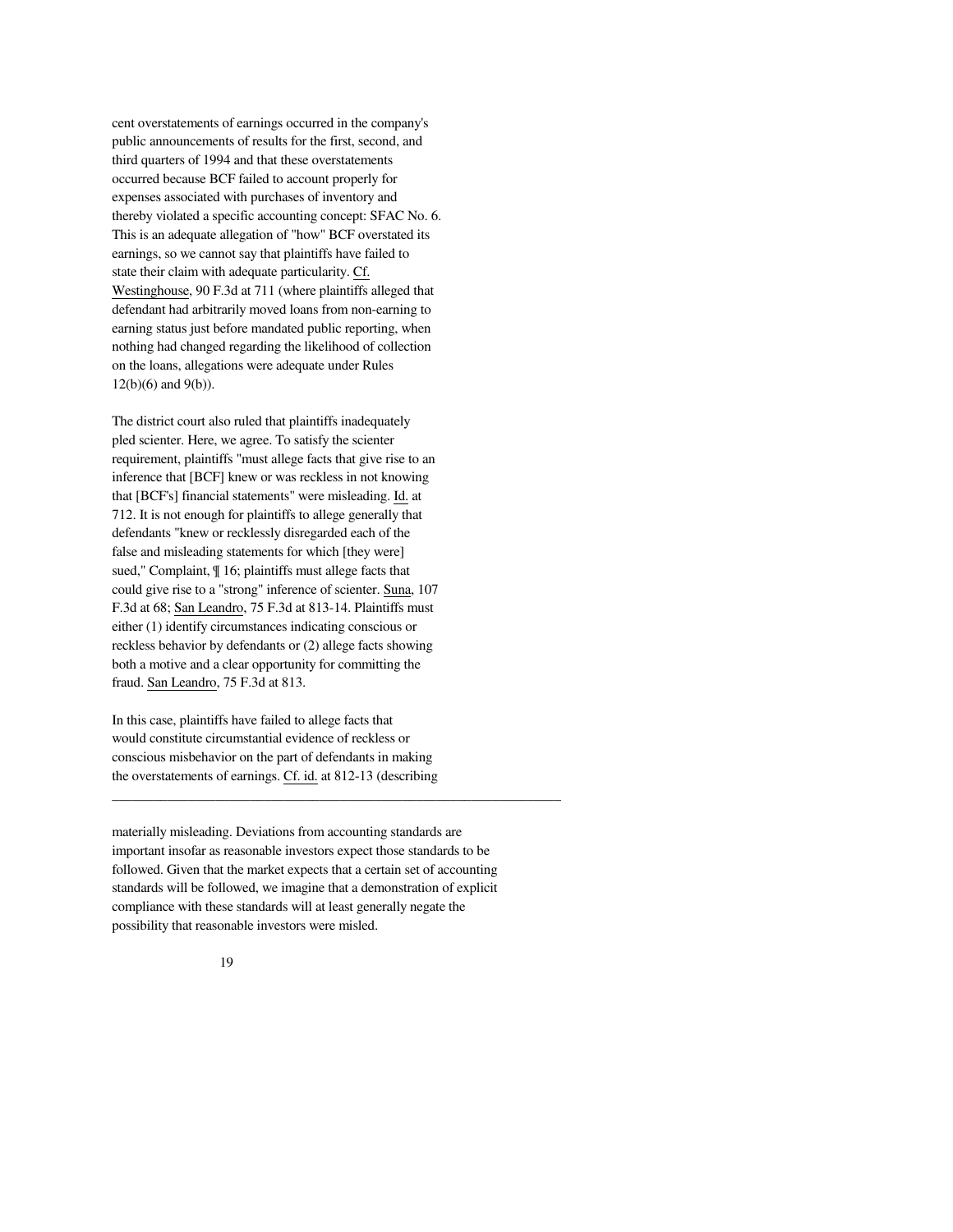cent overstatements of earnings occurred in the company's public announcements of results for the first, second, and third quarters of 1994 and that these overstatements occurred because BCF failed to account properly for expenses associated with purchases of inventory and thereby violated a specific accounting concept: SFAC No. 6. This is an adequate allegation of "how" BCF overstated its earnings, so we cannot say that plaintiffs have failed to state their claim with adequate particularity. Cf. Westinghouse, 90 F.3d at 711 (where plaintiffs alleged that defendant had arbitrarily moved loans from non-earning to earning status just before mandated public reporting, when nothing had changed regarding the likelihood of collection on the loans, allegations were adequate under Rules 12(b)(6) and 9(b)).

The district court also ruled that plaintiffs inadequately pled scienter. Here, we agree. To satisfy the scienter requirement, plaintiffs "must allege facts that give rise to an inference that [BCF] knew or was reckless in not knowing that [BCF's] financial statements" were misleading. Id. at 712. It is not enough for plaintiffs to allege generally that defendants "knew or recklessly disregarded each of the false and misleading statements for which [they were] sued," Complaint, ¶ 16; plaintiffs must allege facts that could give rise to a "strong" inference of scienter. Suna, 107 F.3d at 68; San Leandro, 75 F.3d at 813-14. Plaintiffs must either (1) identify circumstances indicating conscious or reckless behavior by defendants or (2) allege facts showing both a motive and a clear opportunity for committing the fraud. San Leandro, 75 F.3d at 813.

In this case, plaintiffs have failed to allege facts that would constitute circumstantial evidence of reckless or conscious misbehavior on the part of defendants in making the overstatements of earnings. Cf. id. at 812-13 (describing

---

materially misleading. Deviations from accounting standards are important insofar as reasonable investors expect those standards to be followed. Given that the market expects that a certain set of accounting standards will be followed, we imagine that a demonstration of explicit compliance with these standards will at least generally negate the possibility that reasonable investors were misled.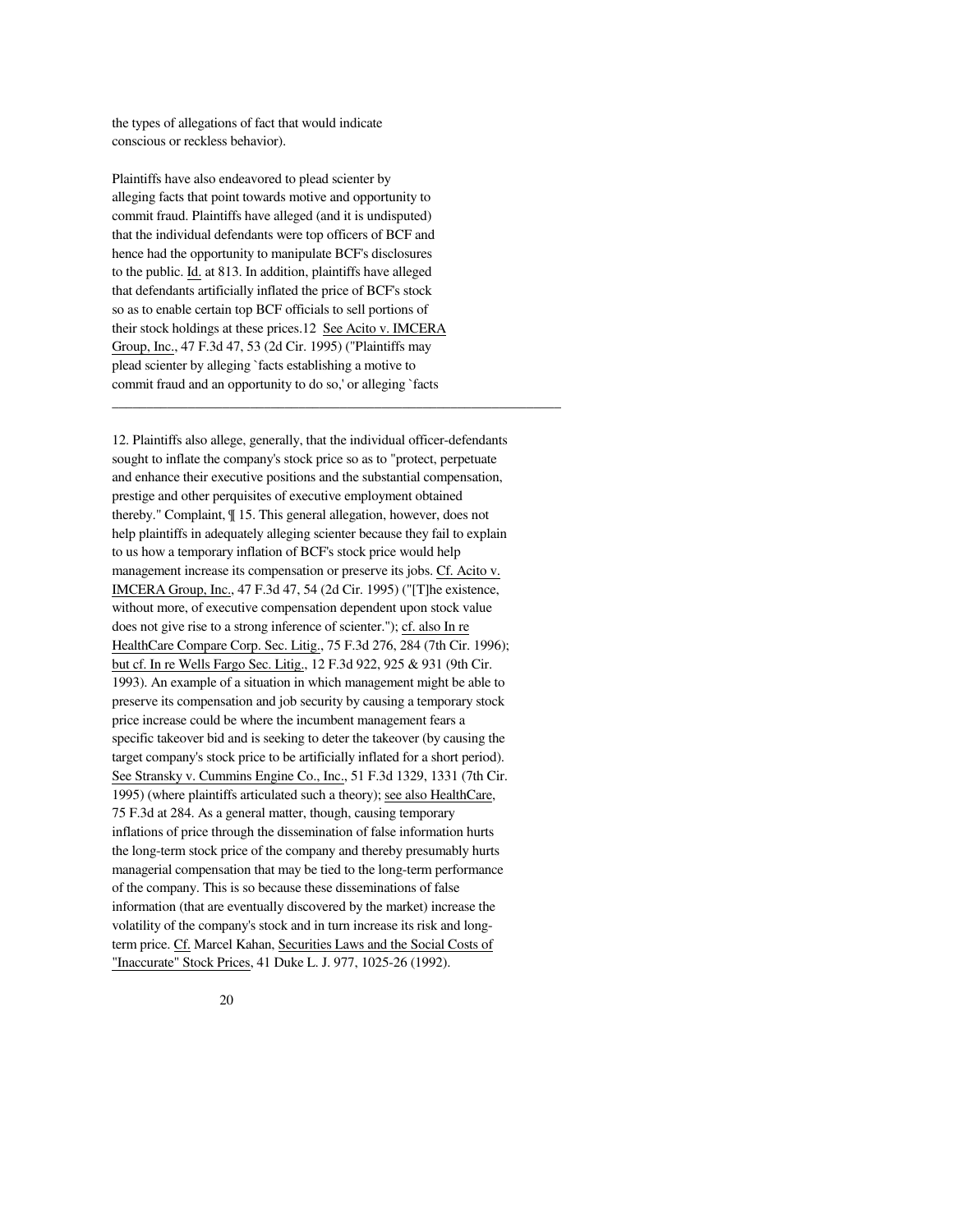the types of allegations of fact that would indicate conscious or reckless behavior).

Plaintiffs have also endeavored to plead scienter by alleging facts that point towards motive and opportunity to commit fraud. Plaintiffs have alleged (and it is undisputed) that the individual defendants were top officers of BCF and hence had the opportunity to manipulate BCF's disclosures to the public. Id. at 813. In addition, plaintiffs have alleged that defendants artificially inflated the price of BCF's stock so as to enable certain top BCF officials to sell portions of their stock holdings at these prices.[12] See Acito v. IMCERA Group, Inc., 47 F.3d 47, 53 (2d Cir. 1995) ("Plaintiffs may plead scienter by alleging `facts establishing a motive to commit fraud and an opportunity to do so,' or alleging `facts

---

12. Plaintiffs also allege, generally, that the individual officer-defendants sought to inflate the company's stock price so as to "protect, perpetuate and enhance their executive positions and the substantial compensation, prestige and other perquisites of executive employment obtained thereby." Complaint, ¶ 15. This general allegation, however, does not help plaintiffs in adequately alleging scienter because they fail to explain to us how a temporary inflation of BCF's stock price would help management increase its compensation or preserve its jobs. Cf. Acito v. IMCERA Group, Inc., 47 F.3d 47, 54 (2d Cir. 1995) ("[T]he existence, without more, of executive compensation dependent upon stock value does not give rise to a strong inference of scienter."); cf. also In re HealthCare Compare Corp. Sec. Litig., 75 F.3d 276, 284 (7th Cir. 1996); but cf. In re Wells Fargo Sec. Litig., 12 F.3d 922, 925 & 931 (9th Cir. 1993). An example of a situation in which management might be able to preserve its compensation and job security by causing a temporary stock price increase could be where the incumbent management fears a specific takeover bid and is seeking to deter the takeover (by causing the target company's stock price to be artificially inflated for a short period). See Stransky v. Cummins Engine Co., Inc., 51 F.3d 1329, 1331 (7th Cir. 1995) (where plaintiffs articulated such a theory); see also HealthCare, 75 F.3d at 284. As a general matter, though, causing temporary inflations of price through the dissemination of false information hurts the long-term stock price of the company and thereby presumably hurts managerial compensation that may be tied to the long-term performance of the company. This is so because these disseminations of false information (that are eventually discovered by the market) increase the volatility of the company's stock and in turn increase its risk and long-term price. Cf. Marcel Kahan, Securities Laws and the Social Costs of "Inaccurate" Stock Prices, 41 Duke L. J. 977, 1025-26 (1992).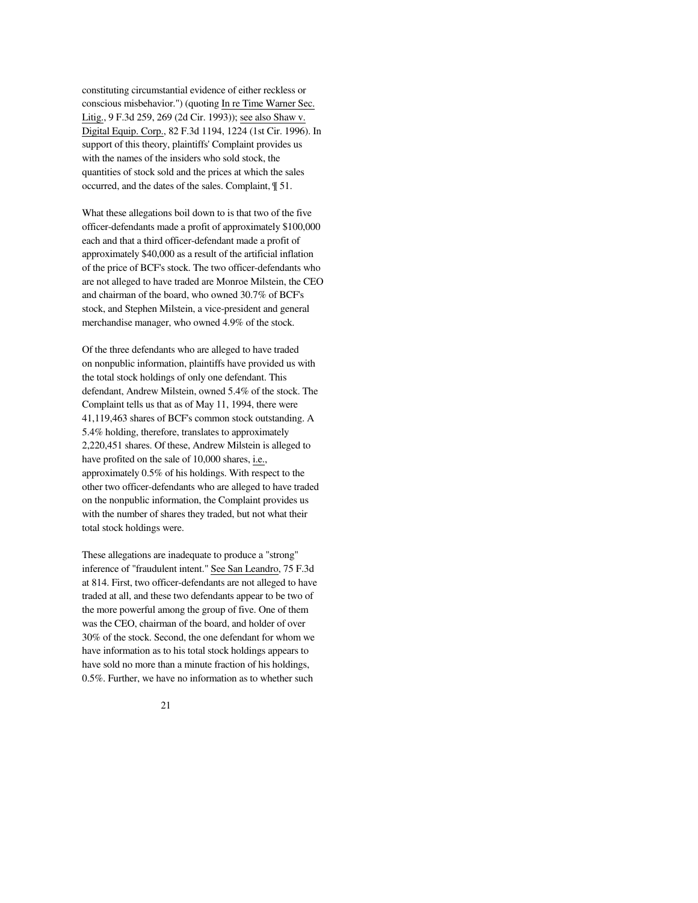constituting circumstantial evidence of either reckless or conscious misbehavior.") (quoting In re Time Warner Sec. Litig., 9 F.3d 259, 269 (2d Cir. 1993)); see also Shaw v. Digital Equip. Corp., 82 F.3d 1194, 1224 (1st Cir. 1996). In support of this theory, plaintiffs' Complaint provides us with the names of the insiders who sold stock, the quantities of stock sold and the prices at which the sales occurred, and the dates of the sales. Complaint, ¶ 51.

What these allegations boil down to is that two of the five officer-defendants made a profit of approximately $100,000 each and that a third officer-defendant made a profit of approximately $40,000 as a result of the artificial inflation of the price of BCF's stock. The two officer-defendants who are not alleged to have traded are Monroe Milstein, the CEO and chairman of the board, who owned 30.7% of BCF's stock, and Stephen Milstein, a vice-president and general merchandise manager, who owned 4.9% of the stock.

Of the three defendants who are alleged to have traded on nonpublic information, plaintiffs have provided us with the total stock holdings of only one defendant. This defendant, Andrew Milstein, owned 5.4% of the stock. The Complaint tells us that as of May 11, 1994, there were 41,119,463 shares of BCF's common stock outstanding. A 5.4% holding, therefore, translates to approximately 2,220,451 shares. Of these, Andrew Milstein is alleged to have profited on the sale of 10,000 shares, i.e., approximately 0.5% of his holdings. With respect to the other two officer-defendants who are alleged to have traded on the nonpublic information, the Complaint provides us with the number of shares they traded, but not what their total stock holdings were.

These allegations are inadequate to produce a "strong" inference of "fraudulent intent." See San Leandro, 75 F.3d at 814. First, two officer-defendants are not alleged to have traded at all, and these two defendants appear to be two of the more powerful among the group of five. One of them was the CEO, chairman of the board, and holder of over 30% of the stock. Second, the one defendant for whom we have information as to his total stock holdings appears to have sold no more than a minute fraction of his holdings, 0.5%. Further, we have no information as to whether such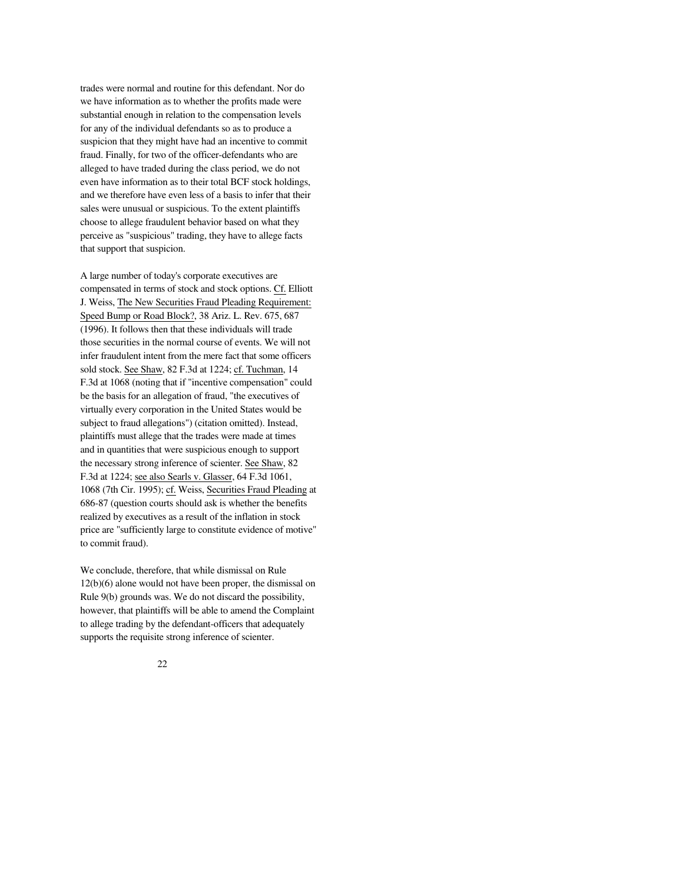trades were normal and routine for this defendant. Nor do we have information as to whether the profits made were substantial enough in relation to the compensation levels for any of the individual defendants so as to produce a suspicion that they might have had an incentive to commit fraud. Finally, for two of the officer-defendants who are alleged to have traded during the class period, we do not even have information as to their total BCF stock holdings, and we therefore have even less of a basis to infer that their sales were unusual or suspicious. To the extent plaintiffs choose to allege fraudulent behavior based on what they perceive as "suspicious" trading, they have to allege facts that support that suspicion.

A large number of today's corporate executives are compensated in terms of stock and stock options. Cf. Elliott J. Weiss, The New Securities Fraud Pleading Requirement: Speed Bump or Road Block?, 38 Ariz. L. Rev. 675, 687 (1996). It follows then that these individuals will trade those securities in the normal course of events. We will not infer fraudulent intent from the mere fact that some officers sold stock. See Shaw, 82 F.3d at 1224; cf. Tuchman, 14 F.3d at 1068 (noting that if "incentive compensation" could be the basis for an allegation of fraud, "the executives of virtually every corporation in the United States would be subject to fraud allegations") (citation omitted). Instead, plaintiffs must allege that the trades were made at times and in quantities that were suspicious enough to support the necessary strong inference of scienter. See Shaw, 82 F.3d at 1224; see also Searls v. Glasser, 64 F.3d 1061, 1068 (7th Cir. 1995); cf. Weiss, Securities Fraud Pleading at 686-87 (question courts should ask is whether the benefits realized by executives as a result of the inflation in stock price are "sufficiently large to constitute evidence of motive" to commit fraud).

We conclude, therefore, that while dismissal on Rule 12(b)(6) alone would not have been proper, the dismissal on Rule 9(b) grounds was. We do not discard the possibility, however, that plaintiffs will be able to amend the Complaint to allege trading by the defendant-officers that adequately supports the requisite strong inference of scienter.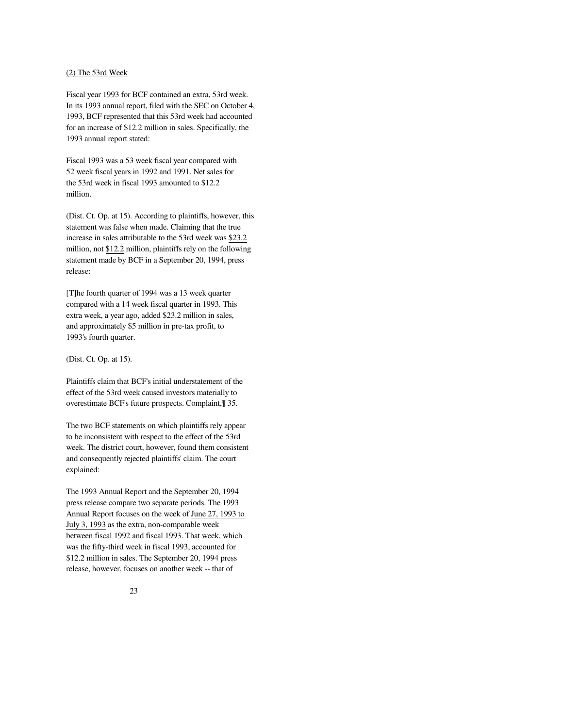<u>(2) The 53rd Week</u>

Fiscal year 1993 for BCF contained an extra, 53rd week. In its 1993 annual report, filed with the SEC on October 4, 1993, BCF represented that this 53rd week had accounted for an increase of $12.2 million in sales. Specifically, the 1993 annual report stated:

> Fiscal 1993 was a 53 week fiscal year compared with 52 week fiscal years in 1992 and 1991. Net sales for the 53rd week in fiscal 1993 amounted to $12.2 million.

(Dist. Ct. Op. at 15). According to plaintiffs, however, this statement was false when made. Claiming that the true increase in sales attributable to the 53rd week was <u>$23.2</u> million, not <u>$12.2</u> million, plaintiffs rely on the following statement made by BCF in a September 20, 1994, press release:

> [T]he fourth quarter of 1994 was a 13 week quarter compared with a 14 week fiscal quarter in 1993. This extra week, a year ago, added $23.2 million in sales, and approximately $5 million in pre-tax profit, to 1993's fourth quarter.

(Dist. Ct. Op. at 15).

Plaintiffs claim that BCF's initial understatement of the effect of the 53rd week caused investors materially to overestimate BCF's future prospects. Complaint,¶ 35.

The two BCF statements on which plaintiffs rely appear to be inconsistent with respect to the effect of the 53rd week. The district court, however, found them consistent and consequently rejected plaintiffs' claim. The court explained:

> The 1993 Annual Report and the September 20, 1994 press release compare two separate periods. The 1993 Annual Report focuses on the week of <u>June 27, 1993 to July 3, 1993</u> as the extra, non-comparable week between fiscal 1992 and fiscal 1993. That week, which was the fifty-third week in fiscal 1993, accounted for $12.2 million in sales. The September 20, 1994 press release, however, focuses on another week -- that of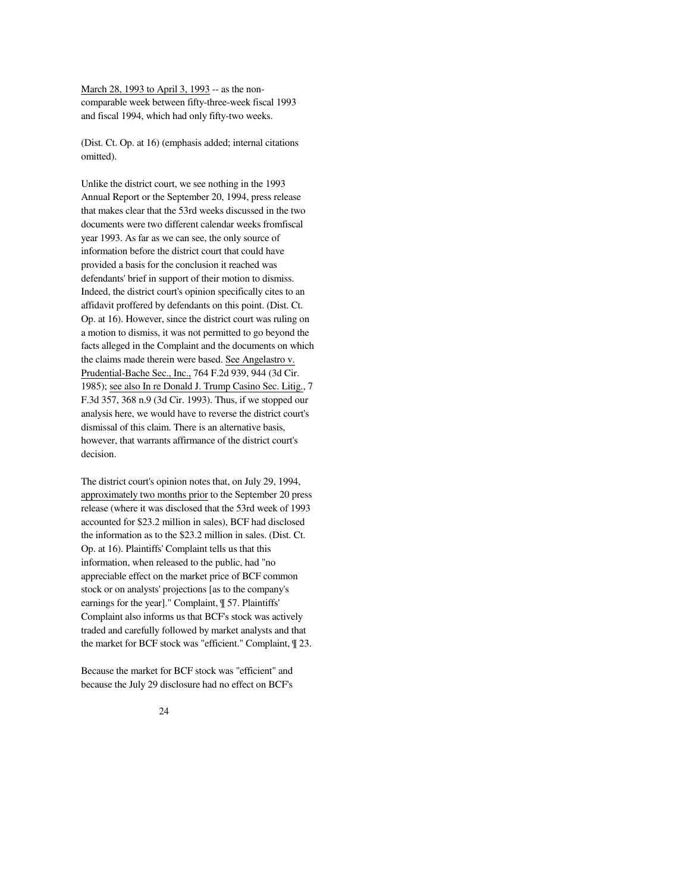March 28, 1993 to April 3, 1993 -- as the non-comparable week between fifty-three-week fiscal 1993 and fiscal 1994, which had only fifty-two weeks.

(Dist. Ct. Op. at 16) (emphasis added; internal citations omitted).

Unlike the district court, we see nothing in the 1993 Annual Report or the September 20, 1994, press release that makes clear that the 53rd weeks discussed in the two documents were two different calendar weeks fromfiscal year 1993. As far as we can see, the only source of information before the district court that could have provided a basis for the conclusion it reached was defendants' brief in support of their motion to dismiss. Indeed, the district court's opinion specifically cites to an affidavit proffered by defendants on this point. (Dist. Ct. Op. at 16). However, since the district court was ruling on a motion to dismiss, it was not permitted to go beyond the facts alleged in the Complaint and the documents on which the claims made therein were based. See Angelastro v. Prudential-Bache Sec., Inc., 764 F.2d 939, 944 (3d Cir. 1985); see also In re Donald J. Trump Casino Sec. Litig., 7 F.3d 357, 368 n.9 (3d Cir. 1993). Thus, if we stopped our analysis here, we would have to reverse the district court's dismissal of this claim. There is an alternative basis, however, that warrants affirmance of the district court's decision.

The district court's opinion notes that, on July 29, 1994, approximately two months prior to the September 20 press release (where it was disclosed that the 53rd week of 1993 accounted for $23.2 million in sales), BCF had disclosed the information as to the $23.2 million in sales. (Dist. Ct. Op. at 16). Plaintiffs' Complaint tells us that this information, when released to the public, had "no appreciable effect on the market price of BCF common stock or on analysts' projections [as to the company's earnings for the year]." Complaint, ¶ 57. Plaintiffs' Complaint also informs us that BCF's stock was actively traded and carefully followed by market analysts and that the market for BCF stock was "efficient." Complaint, ¶ 23.

Because the market for BCF stock was "efficient" and because the July 29 disclosure had no effect on BCF's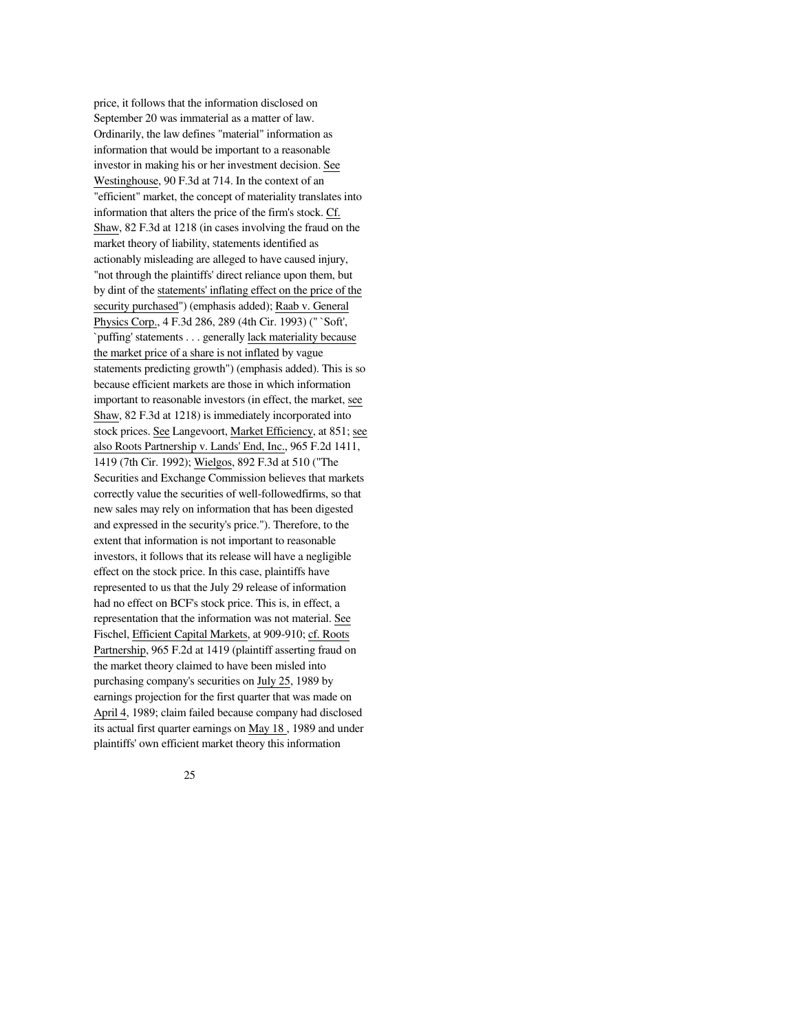price, it follows that the information disclosed on September 20 was immaterial as a matter of law. Ordinarily, the law defines "material" information as information that would be important to a reasonable investor in making his or her investment decision. See Westinghouse, 90 F.3d at 714. In the context of an "efficient" market, the concept of materiality translates into information that alters the price of the firm's stock. Cf. Shaw, 82 F.3d at 1218 (in cases involving the fraud on the market theory of liability, statements identified as actionably misleading are alleged to have caused injury, "not through the plaintiffs' direct reliance upon them, but by dint of the statements' inflating effect on the price of the security purchased") (emphasis added); Raab v. General Physics Corp., 4 F.3d 286, 289 (4th Cir. 1993) ("`Soft', `puffing' statements . . . generally lack materiality because the market price of a share is not inflated by vague statements predicting growth") (emphasis added). This is so because efficient markets are those in which information important to reasonable investors (in effect, the market, see Shaw, 82 F.3d at 1218) is immediately incorporated into stock prices. See Langevoort, Market Efficiency, at 851; see also Roots Partnership v. Lands' End, Inc., 965 F.2d 1411, 1419 (7th Cir. 1992); Wielgos, 892 F.3d at 510 ("The Securities and Exchange Commission believes that markets correctly value the securities of well-followedfirms, so that new sales may rely on information that has been digested and expressed in the security's price."). Therefore, to the extent that information is not important to reasonable investors, it follows that its release will have a negligible effect on the stock price. In this case, plaintiffs have represented to us that the July 29 release of information had no effect on BCF's stock price. This is, in effect, a representation that the information was not material. See Fischel, Efficient Capital Markets, at 909-910; cf. Roots Partnership, 965 F.2d at 1419 (plaintiff asserting fraud on the market theory claimed to have been misled into purchasing company's securities on July 25, 1989 by earnings projection for the first quarter that was made on April 4, 1989; claim failed because company had disclosed its actual first quarter earnings on May 18 , 1989 and under plaintiffs' own efficient market theory this information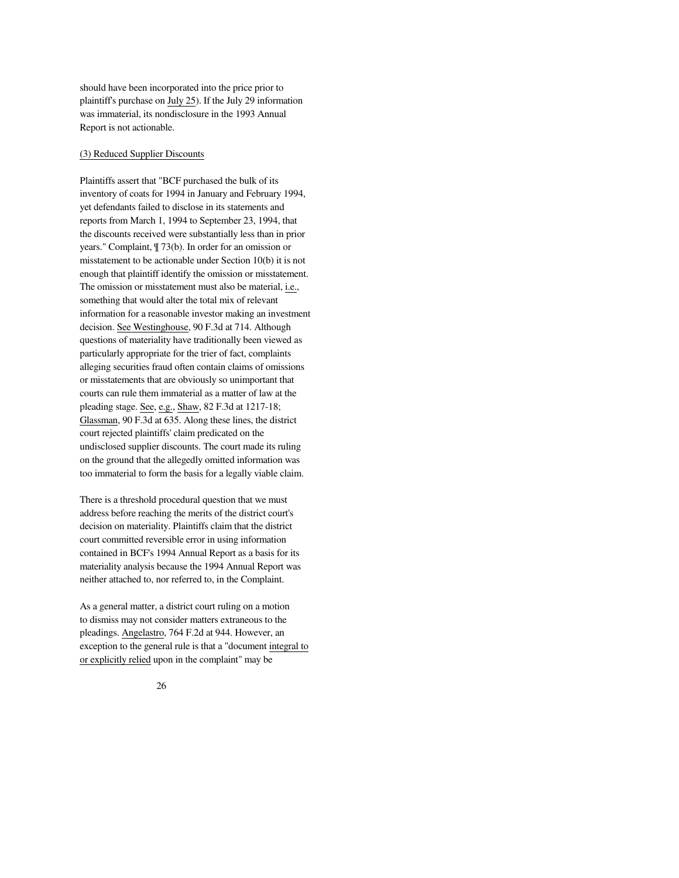should have been incorporated into the price prior to plaintiff's purchase on July 25). If the July 29 information was immaterial, its nondisclosure in the 1993 Annual Report is not actionable.

(3) Reduced Supplier Discounts

Plaintiffs assert that "BCF purchased the bulk of its inventory of coats for 1994 in January and February 1994, yet defendants failed to disclose in its statements and reports from March 1, 1994 to September 23, 1994, that the discounts received were substantially less than in prior years." Complaint, ¶ 73(b). In order for an omission or misstatement to be actionable under Section 10(b) it is not enough that plaintiff identify the omission or misstatement. The omission or misstatement must also be material, i.e., something that would alter the total mix of relevant information for a reasonable investor making an investment decision. See Westinghouse, 90 F.3d at 714. Although questions of materiality have traditionally been viewed as particularly appropriate for the trier of fact, complaints alleging securities fraud often contain claims of omissions or misstatements that are obviously so unimportant that courts can rule them immaterial as a matter of law at the pleading stage. See, e.g., Shaw, 82 F.3d at 1217-18; Glassman, 90 F.3d at 635. Along these lines, the district court rejected plaintiffs' claim predicated on the undisclosed supplier discounts. The court made its ruling on the ground that the allegedly omitted information was too immaterial to form the basis for a legally viable claim.

There is a threshold procedural question that we must address before reaching the merits of the district court's decision on materiality. Plaintiffs claim that the district court committed reversible error in using information contained in BCF's 1994 Annual Report as a basis for its materiality analysis because the 1994 Annual Report was neither attached to, nor referred to, in the Complaint.

As a general matter, a district court ruling on a motion to dismiss may not consider matters extraneous to the pleadings. Angelastro, 764 F.2d at 944. However, an exception to the general rule is that a "document integral to or explicitly relied upon in the complaint" may be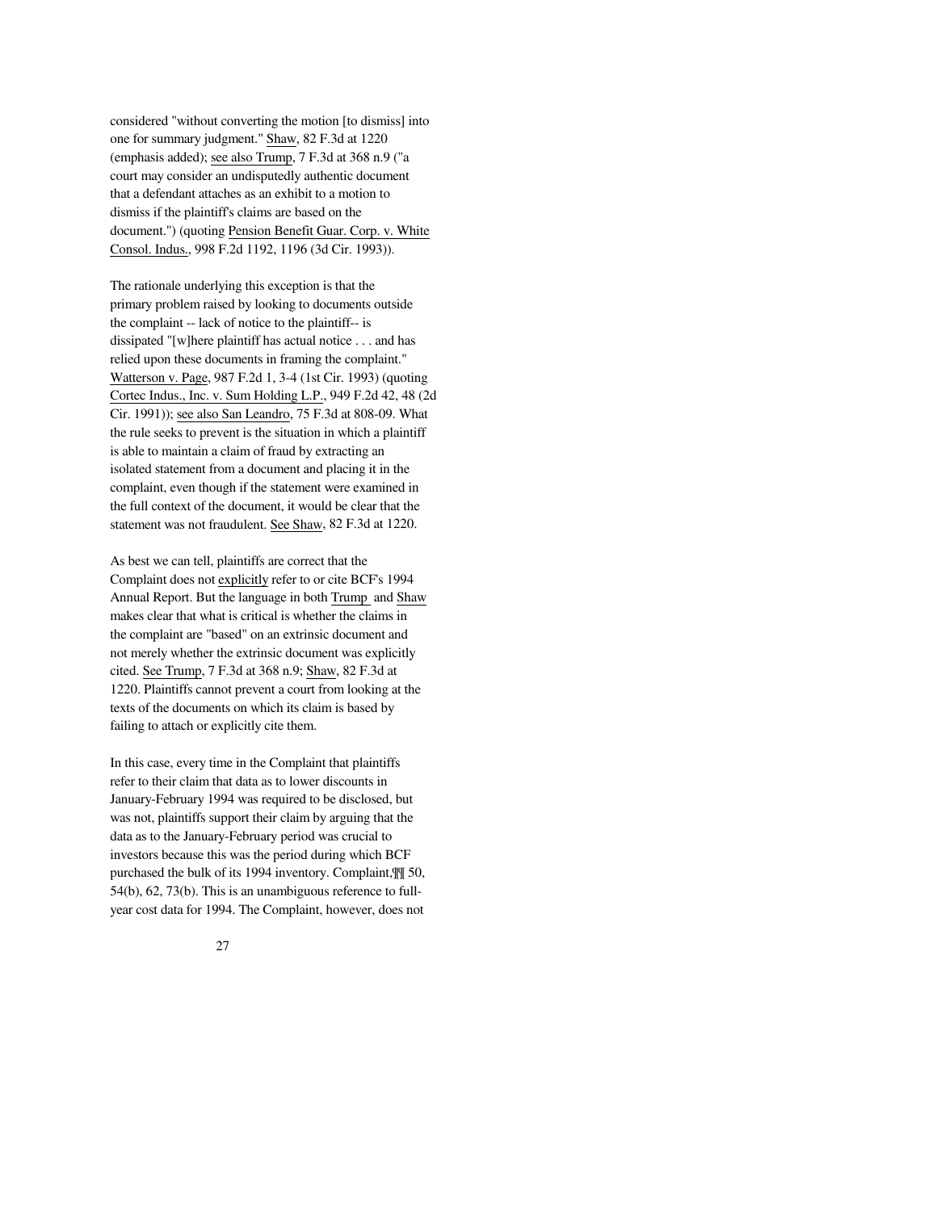considered "without converting the motion [to dismiss] into one for summary judgment." Shaw, 82 F.3d at 1220 (emphasis added); see also Trump, 7 F.3d at 368 n.9 ("a court may consider an undisputedly authentic document that a defendant attaches as an exhibit to a motion to dismiss if the plaintiff's claims are based on the document.") (quoting Pension Benefit Guar. Corp. v. White Consol. Indus., 998 F.2d 1192, 1196 (3d Cir. 1993)).

The rationale underlying this exception is that the primary problem raised by looking to documents outside the complaint -- lack of notice to the plaintiff-- is dissipated "[w]here plaintiff has actual notice . . . and has relied upon these documents in framing the complaint." Watterson v. Page, 987 F.2d 1, 3-4 (1st Cir. 1993) (quoting Cortec Indus., Inc. v. Sum Holding L.P., 949 F.2d 42, 48 (2d Cir. 1991)); see also San Leandro, 75 F.3d at 808-09. What the rule seeks to prevent is the situation in which a plaintiff is able to maintain a claim of fraud by extracting an isolated statement from a document and placing it in the complaint, even though if the statement were examined in the full context of the document, it would be clear that the statement was not fraudulent. See Shaw, 82 F.3d at 1220.

As best we can tell, plaintiffs are correct that the Complaint does not explicitly refer to or cite BCF's 1994 Annual Report. But the language in both Trump and Shaw makes clear that what is critical is whether the claims in the complaint are "based" on an extrinsic document and not merely whether the extrinsic document was explicitly cited. See Trump, 7 F.3d at 368 n.9; Shaw, 82 F.3d at 1220. Plaintiffs cannot prevent a court from looking at the texts of the documents on which its claim is based by failing to attach or explicitly cite them.

In this case, every time in the Complaint that plaintiffs refer to their claim that data as to lower discounts in January-February 1994 was required to be disclosed, but was not, plaintiffs support their claim by arguing that the data as to the January-February period was crucial to investors because this was the period during which BCF purchased the bulk of its 1994 inventory. Complaint,¶¶ 50, 54(b), 62, 73(b). This is an unambiguous reference to full-year cost data for 1994. The Complaint, however, does not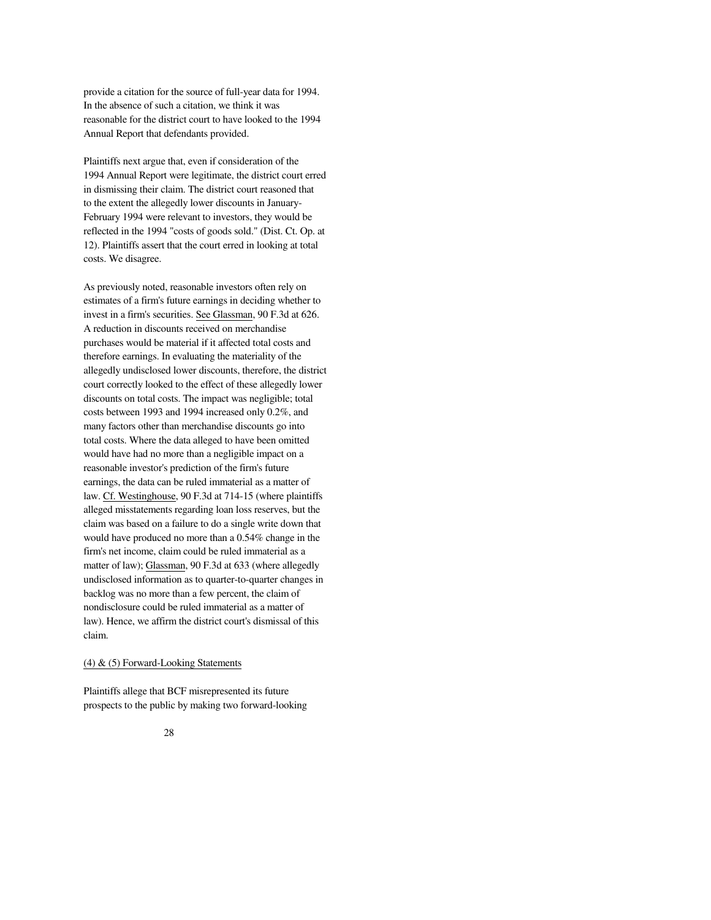provide a citation for the source of full-year data for 1994. In the absence of such a citation, we think it was reasonable for the district court to have looked to the 1994 Annual Report that defendants provided.

Plaintiffs next argue that, even if consideration of the 1994 Annual Report were legitimate, the district court erred in dismissing their claim. The district court reasoned that to the extent the allegedly lower discounts in January-February 1994 were relevant to investors, they would be reflected in the 1994 "costs of goods sold." (Dist. Ct. Op. at 12). Plaintiffs assert that the court erred in looking at total costs. We disagree.

As previously noted, reasonable investors often rely on estimates of a firm's future earnings in deciding whether to invest in a firm's securities. See Glassman, 90 F.3d at 626. A reduction in discounts received on merchandise purchases would be material if it affected total costs and therefore earnings. In evaluating the materiality of the allegedly undisclosed lower discounts, therefore, the district court correctly looked to the effect of these allegedly lower discounts on total costs. The impact was negligible; total costs between 1993 and 1994 increased only 0.2%, and many factors other than merchandise discounts go into total costs. Where the data alleged to have been omitted would have had no more than a negligible impact on a reasonable investor's prediction of the firm's future earnings, the data can be ruled immaterial as a matter of law. Cf. Westinghouse, 90 F.3d at 714-15 (where plaintiffs alleged misstatements regarding loan loss reserves, but the claim was based on a failure to do a single write down that would have produced no more than a 0.54% change in the firm's net income, claim could be ruled immaterial as a matter of law); Glassman, 90 F.3d at 633 (where allegedly undisclosed information as to quarter-to-quarter changes in backlog was no more than a few percent, the claim of nondisclosure could be ruled immaterial as a matter of law). Hence, we affirm the district court's dismissal of this claim.

(4) & (5) Forward-Looking Statements

Plaintiffs allege that BCF misrepresented its future prospects to the public by making two forward-looking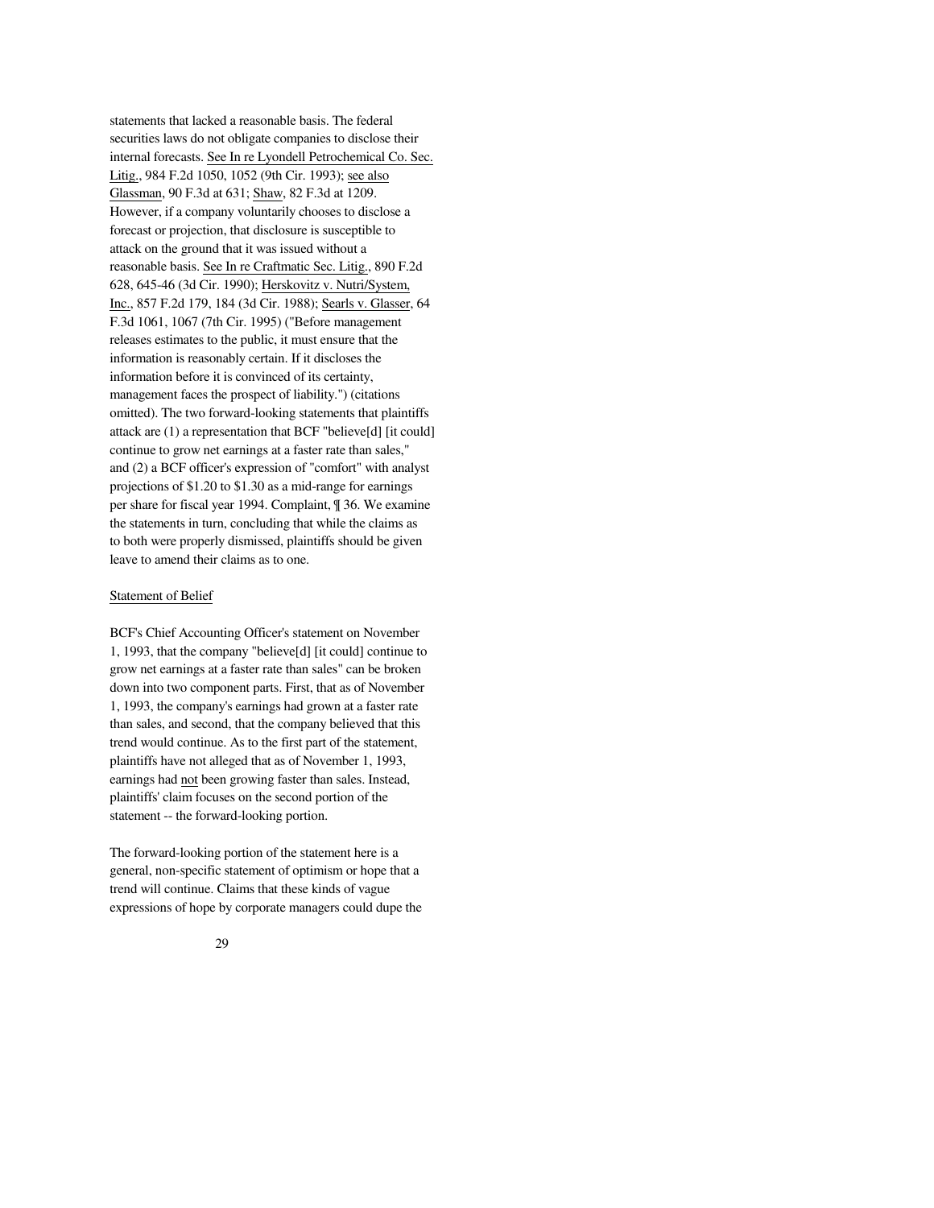statements that lacked a reasonable basis. The federal securities laws do not obligate companies to disclose their internal forecasts. See In re Lyondell Petrochemical Co. Sec. Litig., 984 F.2d 1050, 1052 (9th Cir. 1993); see also Glassman, 90 F.3d at 631; Shaw, 82 F.3d at 1209. However, if a company voluntarily chooses to disclose a forecast or projection, that disclosure is susceptible to attack on the ground that it was issued without a reasonable basis. See In re Craftmatic Sec. Litig., 890 F.2d 628, 645-46 (3d Cir. 1990); Herskovitz v. Nutri/System, Inc., 857 F.2d 179, 184 (3d Cir. 1988); Searls v. Glasser, 64 F.3d 1061, 1067 (7th Cir. 1995) ("Before management releases estimates to the public, it must ensure that the information is reasonably certain. If it discloses the information before it is convinced of its certainty, management faces the prospect of liability.") (citations omitted). The two forward-looking statements that plaintiffs attack are (1) a representation that BCF "believe[d] [it could] continue to grow net earnings at a faster rate than sales," and (2) a BCF officer's expression of "comfort" with analyst projections of $1.20 to $1.30 as a mid-range for earnings per share for fiscal year 1994. Complaint, ¶ 36. We examine the statements in turn, concluding that while the claims as to both were properly dismissed, plaintiffs should be given leave to amend their claims as to one.

Statement of Belief

BCF's Chief Accounting Officer's statement on November 1, 1993, that the company "believe[d] [it could] continue to grow net earnings at a faster rate than sales" can be broken down into two component parts. First, that as of November 1, 1993, the company's earnings had grown at a faster rate than sales, and second, that the company believed that this trend would continue. As to the first part of the statement, plaintiffs have not alleged that as of November 1, 1993, earnings had not been growing faster than sales. Instead, plaintiffs' claim focuses on the second portion of the statement -- the forward-looking portion.

The forward-looking portion of the statement here is a general, non-specific statement of optimism or hope that a trend will continue. Claims that these kinds of vague expressions of hope by corporate managers could dupe the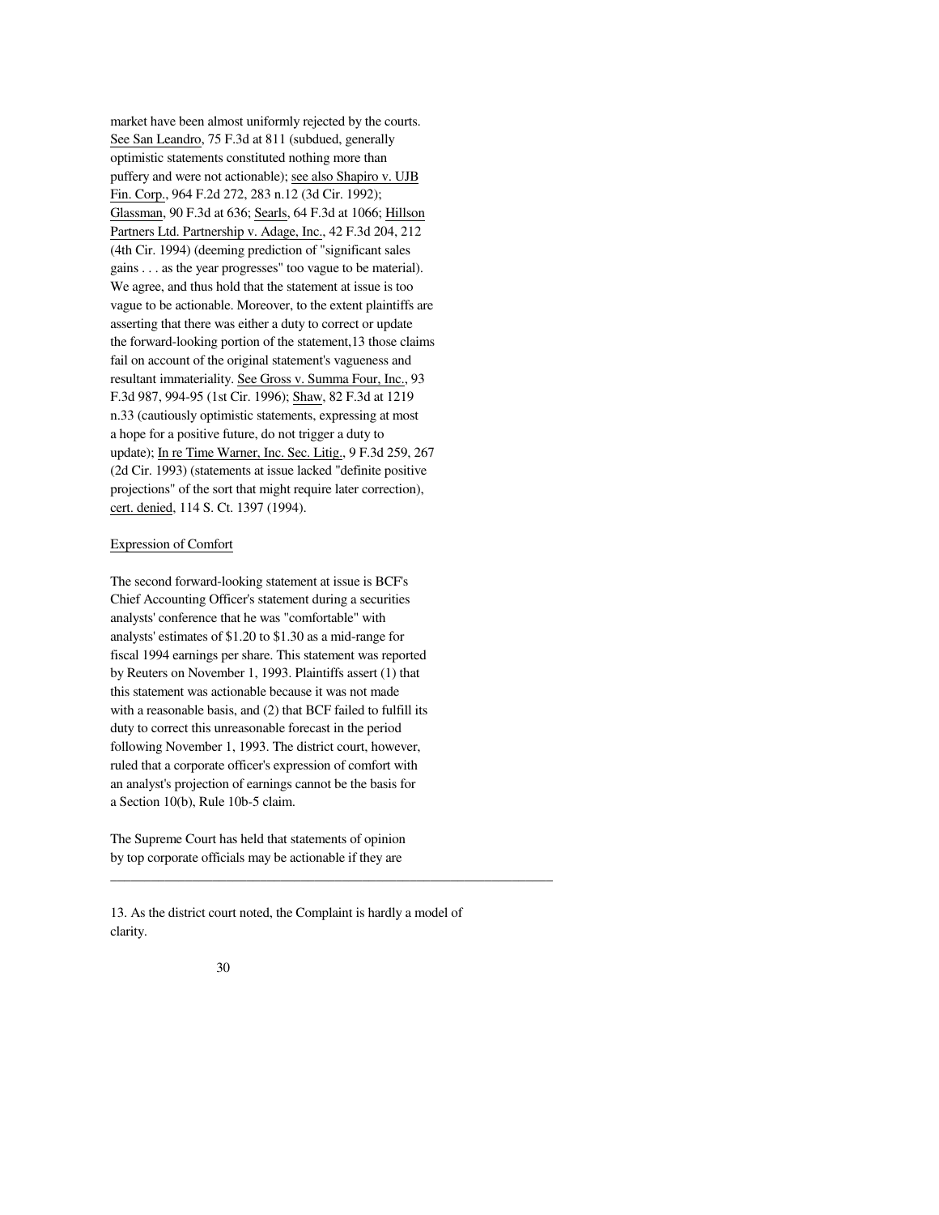market have been almost uniformly rejected by the courts. See San Leandro, 75 F.3d at 811 (subdued, generally optimistic statements constituted nothing more than puffery and were not actionable); see also Shapiro v. UJB Fin. Corp., 964 F.2d 272, 283 n.12 (3d Cir. 1992); Glassman, 90 F.3d at 636; Searls, 64 F.3d at 1066; Hillson Partners Ltd. Partnership v. Adage, Inc., 42 F.3d 204, 212 (4th Cir. 1994) (deeming prediction of "significant sales gains . . . as the year progresses" too vague to be material). We agree, and thus hold that the statement at issue is too vague to be actionable. Moreover, to the extent plaintiffs are asserting that there was either a duty to correct or update the forward-looking portion of the statement,13 those claims fail on account of the original statement's vagueness and resultant immateriality. See Gross v. Summa Four, Inc., 93 F.3d 987, 994-95 (1st Cir. 1996); Shaw, 82 F.3d at 1219 n.33 (cautiously optimistic statements, expressing at most a hope for a positive future, do not trigger a duty to update); In re Time Warner, Inc. Sec. Litig., 9 F.3d 259, 267 (2d Cir. 1993) (statements at issue lacked "definite positive projections" of the sort that might require later correction), cert. denied, 114 S. Ct. 1397 (1994).

Expression of Comfort

The second forward-looking statement at issue is BCF's Chief Accounting Officer's statement during a securities analysts' conference that he was "comfortable" with analysts' estimates of $1.20 to $1.30 as a mid-range for fiscal 1994 earnings per share. This statement was reported by Reuters on November 1, 1993. Plaintiffs assert (1) that this statement was actionable because it was not made with a reasonable basis, and (2) that BCF failed to fulfill its duty to correct this unreasonable forecast in the period following November 1, 1993. The district court, however, ruled that a corporate officer's expression of comfort with an analyst's projection of earnings cannot be the basis for a Section 10(b), Rule 10b-5 claim.

The Supreme Court has held that statements of opinion by top corporate officials may be actionable if they are

---

13. As the district court noted, the Complaint is hardly a model of clarity.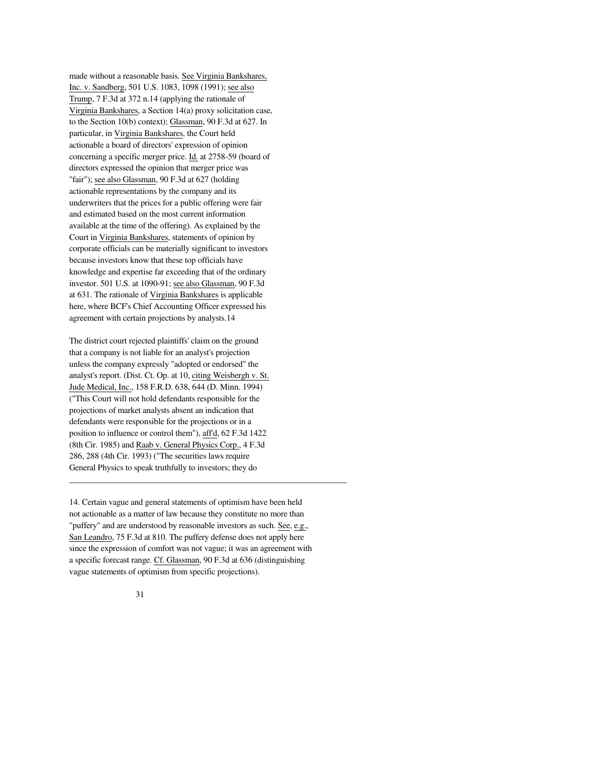made without a reasonable basis. See Virginia Bankshares, Inc. v. Sandberg, 501 U.S. 1083, 1098 (1991); see also Trump, 7 F.3d at 372 n.14 (applying the rationale of Virginia Bankshares, a Section 14(a) proxy solicitation case, to the Section 10(b) context); Glassman, 90 F.3d at 627. In particular, in Virginia Bankshares, the Court held actionable a board of directors' expression of opinion concerning a specific merger price. Id. at 2758-59 (board of directors expressed the opinion that merger price was "fair"); see also Glassman, 90 F.3d at 627 (holding actionable representations by the company and its underwriters that the prices for a public offering were fair and estimated based on the most current information available at the time of the offering). As explained by the Court in Virginia Bankshares, statements of opinion by corporate officials can be materially significant to investors because investors know that these top officials have knowledge and expertise far exceeding that of the ordinary investor. 501 U.S. at 1090-91; see also Glassman, 90 F.3d at 631. The rationale of Virginia Bankshares is applicable here, where BCF's Chief Accounting Officer expressed his agreement with certain projections by analysts.14

The district court rejected plaintiffs' claim on the ground that a company is not liable for an analyst's projection unless the company expressly "adopted or endorsed" the analyst's report. (Dist. Ct. Op. at 10, citing Weisbergh v. St. Jude Medical, Inc., 158 F.R.D. 638, 644 (D. Minn. 1994) ("This Court will not hold defendants responsible for the projections of market analysts absent an indication that defendants were responsible for the projections or in a position to influence or control them"), aff'd, 62 F.3d 1422 (8th Cir. 1985) and Raab v. General Physics Corp., 4 F.3d 286, 288 (4th Cir. 1993) ("The securities laws require General Physics to speak truthfully to investors; they do

---

14. Certain vague and general statements of optimism have been held not actionable as a matter of law because they constitute no more than "puffery" and are understood by reasonable investors as such. See, e.g., San Leandro, 75 F.3d at 810. The puffery defense does not apply here since the expression of comfort was not vague; it was an agreement with a specific forecast range. Cf. Glassman, 90 F.3d at 636 (distinguishing vague statements of optimism from specific projections).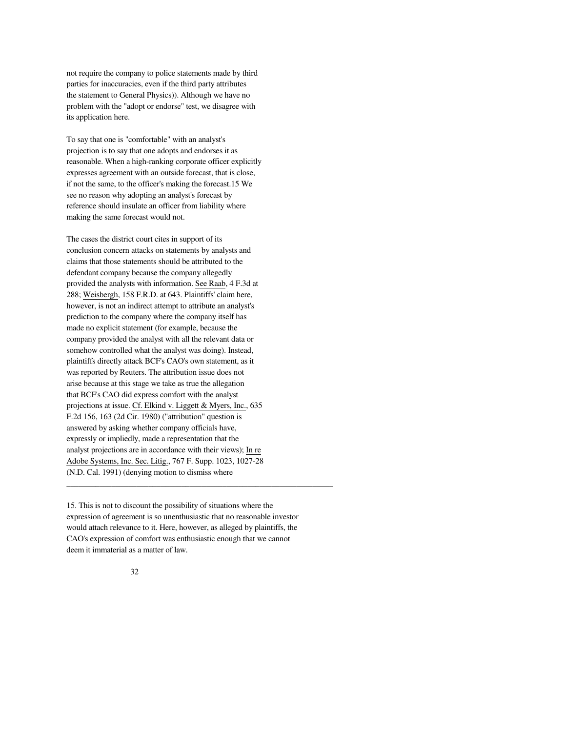not require the company to police statements made by third parties for inaccuracies, even if the third party attributes the statement to General Physics)). Although we have no problem with the "adopt or endorse" test, we disagree with its application here.

To say that one is "comfortable" with an analyst's projection is to say that one adopts and endorses it as reasonable. When a high-ranking corporate officer explicitly expresses agreement with an outside forecast, that is close, if not the same, to the officer's making the forecast.15 We see no reason why adopting an analyst's forecast by reference should insulate an officer from liability where making the same forecast would not.

The cases the district court cites in support of its conclusion concern attacks on statements by analysts and claims that those statements should be attributed to the defendant company because the company allegedly provided the analysts with information. See Raab, 4 F.3d at 288; Weisbergh, 158 F.R.D. at 643. Plaintiffs' claim here, however, is not an indirect attempt to attribute an analyst's prediction to the company where the company itself has made no explicit statement (for example, because the company provided the analyst with all the relevant data or somehow controlled what the analyst was doing). Instead, plaintiffs directly attack BCF's CAO's own statement, as it was reported by Reuters. The attribution issue does not arise because at this stage we take as true the allegation that BCF's CAO did express comfort with the analyst projections at issue. Cf. Elkind v. Liggett & Myers, Inc., 635 F.2d 156, 163 (2d Cir. 1980) ("attribution" question is answered by asking whether company officials have, expressly or impliedly, made a representation that the analyst projections are in accordance with their views); In re Adobe Systems, Inc. Sec. Litig., 767 F. Supp. 1023, 1027-28 (N.D. Cal. 1991) (denying motion to dismiss where

---

15. This is not to discount the possibility of situations where the expression of agreement is so unenthusiastic that no reasonable investor would attach relevance to it. Here, however, as alleged by plaintiffs, the CAO's expression of comfort was enthusiastic enough that we cannot deem it immaterial as a matter of law.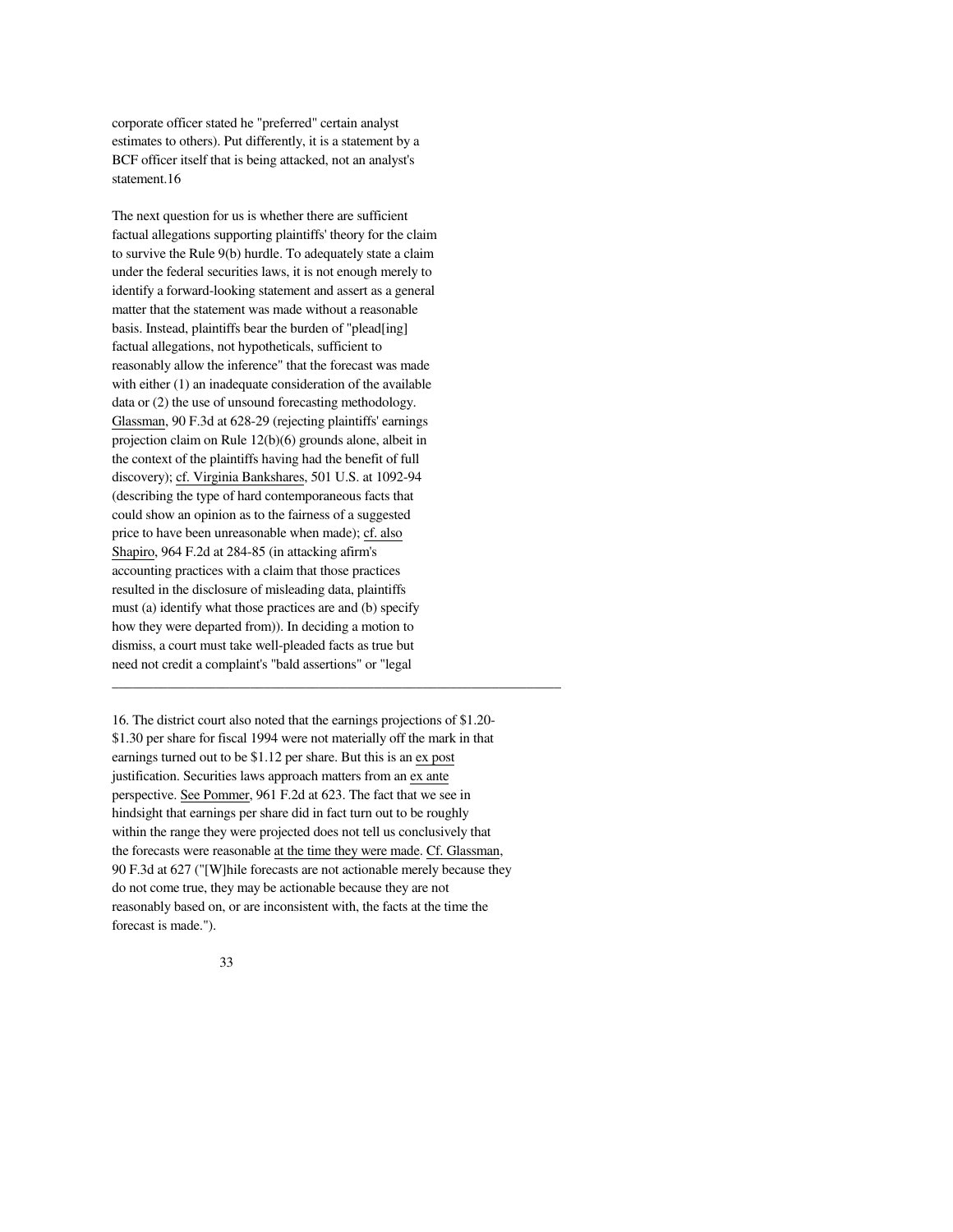corporate officer stated he "preferred" certain analyst estimates to others). Put differently, it is a statement by a BCF officer itself that is being attacked, not an analyst's statement.16

The next question for us is whether there are sufficient factual allegations supporting plaintiffs' theory for the claim to survive the Rule 9(b) hurdle. To adequately state a claim under the federal securities laws, it is not enough merely to identify a forward-looking statement and assert as a general matter that the statement was made without a reasonable basis. Instead, plaintiffs bear the burden of "plead[ing] factual allegations, not hypotheticals, sufficient to reasonably allow the inference" that the forecast was made with either (1) an inadequate consideration of the available data or (2) the use of unsound forecasting methodology. Glassman, 90 F.3d at 628-29 (rejecting plaintiffs' earnings projection claim on Rule 12(b)(6) grounds alone, albeit in the context of the plaintiffs having had the benefit of full discovery); cf. Virginia Bankshares, 501 U.S. at 1092-94 (describing the type of hard contemporaneous facts that could show an opinion as to the fairness of a suggested price to have been unreasonable when made); cf. also Shapiro, 964 F.2d at 284-85 (in attacking afirm's accounting practices with a claim that those practices resulted in the disclosure of misleading data, plaintiffs must (a) identify what those practices are and (b) specify how they were departed from)). In deciding a motion to dismiss, a court must take well-pleaded facts as true but need not credit a complaint's "bald assertions" or "legal

---

16. The district court also noted that the earnings projections of $1.20-$1.30 per share for fiscal 1994 were not materially off the mark in that earnings turned out to be $1.12 per share. But this is an ex post justification. Securities laws approach matters from an ex ante perspective. See Pommer, 961 F.2d at 623. The fact that we see in hindsight that earnings per share did in fact turn out to be roughly within the range they were projected does not tell us conclusively that the forecasts were reasonable at the time they were made. Cf. Glassman, 90 F.3d at 627 ("[W]hile forecasts are not actionable merely because they do not come true, they may be actionable because they are not reasonably based on, or are inconsistent with, the facts at the time the forecast is made.").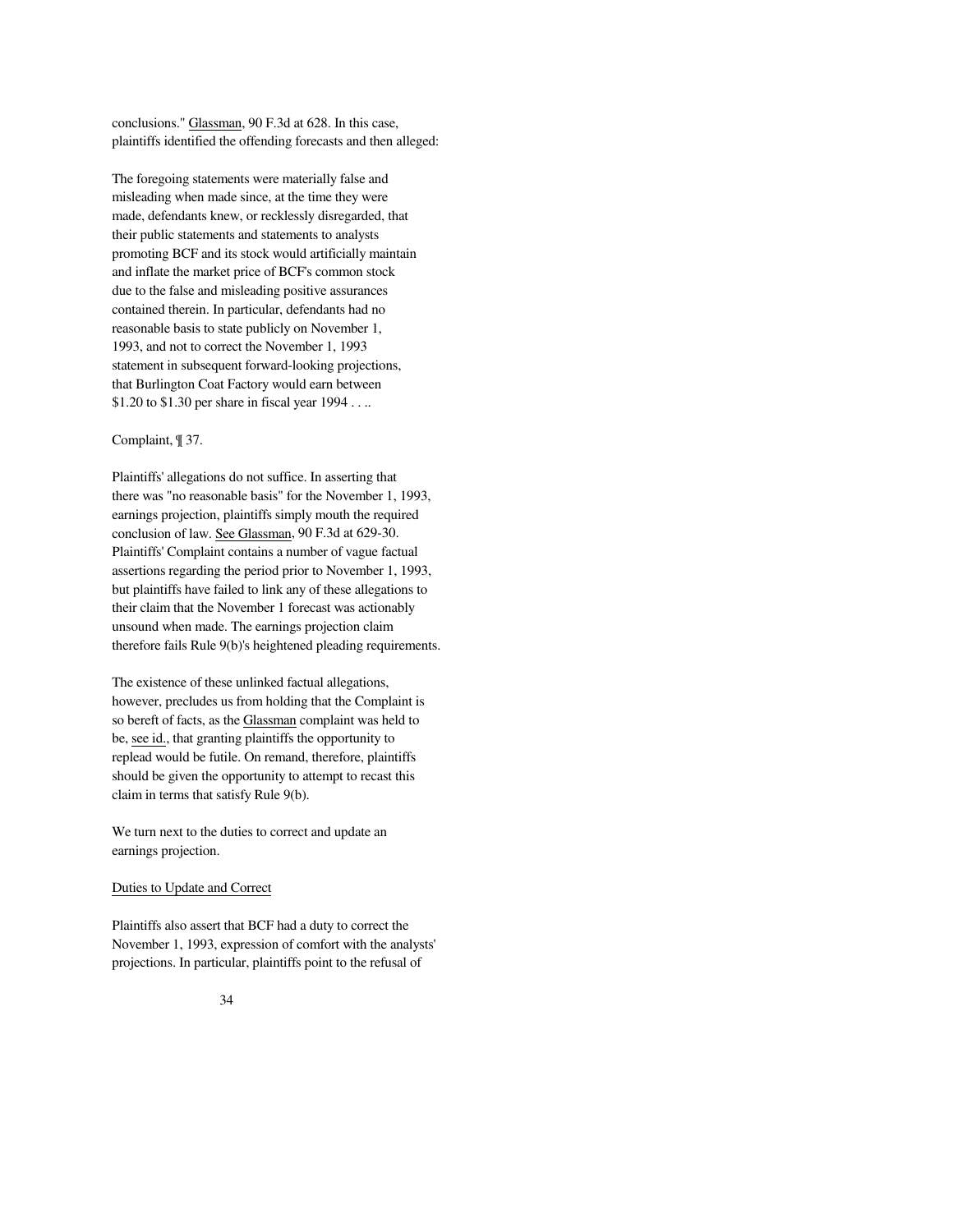conclusions." Glassman, 90 F.3d at 628. In this case, plaintiffs identified the offending forecasts and then alleged:

> The foregoing statements were materially false and misleading when made since, at the time they were made, defendants knew, or recklessly disregarded, that their public statements and statements to analysts promoting BCF and its stock would artificially maintain and inflate the market price of BCF's common stock due to the false and misleading positive assurances contained therein. In particular, defendants had no reasonable basis to state publicly on November 1, 1993, and not to correct the November 1, 1993 statement in subsequent forward-looking projections, that Burlington Coat Factory would earn between $1.20 to $1.30 per share in fiscal year 1994 . . ..

Complaint, ¶ 37.

Plaintiffs' allegations do not suffice. In asserting that there was "no reasonable basis" for the November 1, 1993, earnings projection, plaintiffs simply mouth the required conclusion of law. See Glassman, 90 F.3d at 629-30. Plaintiffs' Complaint contains a number of vague factual assertions regarding the period prior to November 1, 1993, but plaintiffs have failed to link any of these allegations to their claim that the November 1 forecast was actionably unsound when made. The earnings projection claim therefore fails Rule 9(b)'s heightened pleading requirements.

The existence of these unlinked factual allegations, however, precludes us from holding that the Complaint is so bereft of facts, as the Glassman complaint was held to be, see id., that granting plaintiffs the opportunity to replead would be futile. On remand, therefore, plaintiffs should be given the opportunity to attempt to recast this claim in terms that satisfy Rule 9(b).

We turn next to the duties to correct and update an earnings projection.

Duties to Update and Correct

Plaintiffs also assert that BCF had a duty to correct the November 1, 1993, expression of comfort with the analysts' projections. In particular, plaintiffs point to the refusal of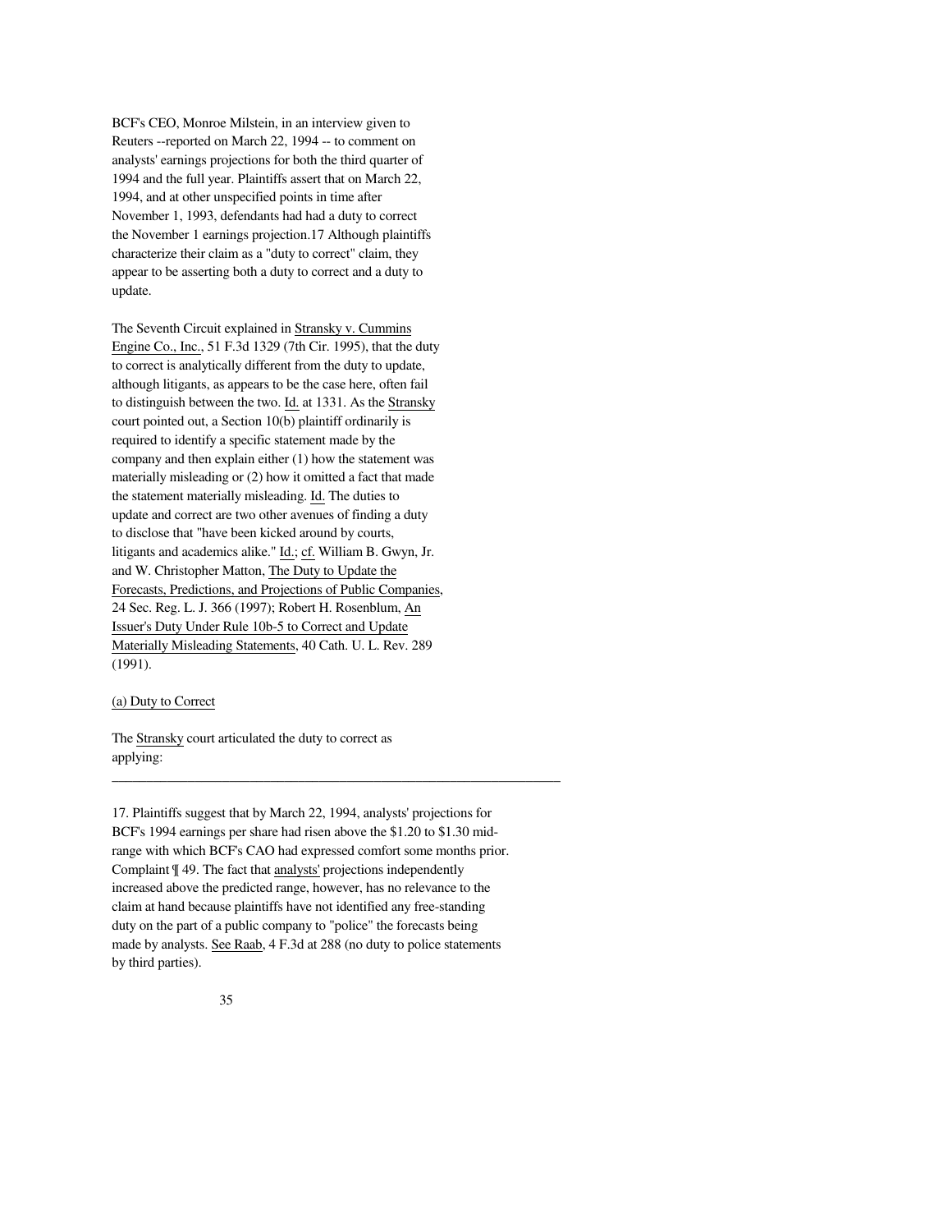BCF's CEO, Monroe Milstein, in an interview given to Reuters --reported on March 22, 1994 -- to comment on analysts' earnings projections for both the third quarter of 1994 and the full year. Plaintiffs assert that on March 22, 1994, and at other unspecified points in time after November 1, 1993, defendants had had a duty to correct the November 1 earnings projection.17 Although plaintiffs characterize their claim as a "duty to correct" claim, they appear to be asserting both a duty to correct and a duty to update.

The Seventh Circuit explained in Stransky v. Cummins Engine Co., Inc., 51 F.3d 1329 (7th Cir. 1995), that the duty to correct is analytically different from the duty to update, although litigants, as appears to be the case here, often fail to distinguish between the two. Id. at 1331. As the Stransky court pointed out, a Section 10(b) plaintiff ordinarily is required to identify a specific statement made by the company and then explain either (1) how the statement was materially misleading or (2) how it omitted a fact that made the statement materially misleading. Id. The duties to update and correct are two other avenues of finding a duty to disclose that "have been kicked around by courts, litigants and academics alike." Id.; cf. William B. Gwyn, Jr. and W. Christopher Matton, The Duty to Update the Forecasts, Predictions, and Projections of Public Companies, 24 Sec. Reg. L. J. 366 (1997); Robert H. Rosenblum, An Issuer's Duty Under Rule 10b-5 to Correct and Update Materially Misleading Statements, 40 Cath. U. L. Rev. 289 (1991).

(a) Duty to Correct

The Stransky court articulated the duty to correct as applying:

---

17. Plaintiffs suggest that by March 22, 1994, analysts' projections for BCF's 1994 earnings per share had risen above the $1.20 to $1.30 mid-range with which BCF's CAO had expressed comfort some months prior. Complaint ¶ 49. The fact that analysts' projections independently increased above the predicted range, however, has no relevance to the claim at hand because plaintiffs have not identified any free-standing duty on the part of a public company to "police" the forecasts being made by analysts. See Raab, 4 F.3d at 288 (no duty to police statements by third parties).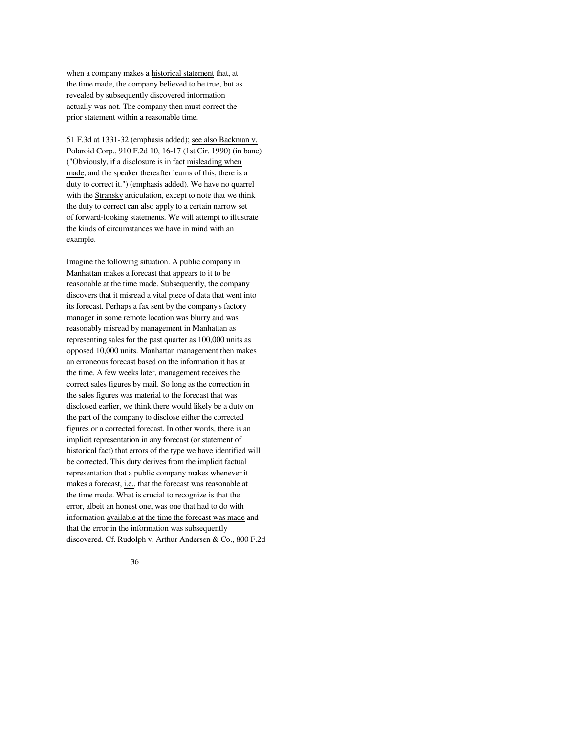when a company makes a historical statement that, at the time made, the company believed to be true, but as revealed by subsequently discovered information actually was not. The company then must correct the prior statement within a reasonable time.

51 F.3d at 1331-32 (emphasis added); see also Backman v. Polaroid Corp., 910 F.2d 10, 16-17 (1st Cir. 1990) (in banc) ("Obviously, if a disclosure is in fact misleading when made, and the speaker thereafter learns of this, there is a duty to correct it.") (emphasis added). We have no quarrel with the Stransky articulation, except to note that we think the duty to correct can also apply to a certain narrow set of forward-looking statements. We will attempt to illustrate the kinds of circumstances we have in mind with an example.

Imagine the following situation. A public company in Manhattan makes a forecast that appears to it to be reasonable at the time made. Subsequently, the company discovers that it misread a vital piece of data that went into its forecast. Perhaps a fax sent by the company's factory manager in some remote location was blurry and was reasonably misread by management in Manhattan as representing sales for the past quarter as 100,000 units as opposed 10,000 units. Manhattan management then makes an erroneous forecast based on the information it has at the time. A few weeks later, management receives the correct sales figures by mail. So long as the correction in the sales figures was material to the forecast that was disclosed earlier, we think there would likely be a duty on the part of the company to disclose either the corrected figures or a corrected forecast. In other words, there is an implicit representation in any forecast (or statement of historical fact) that errors of the type we have identified will be corrected. This duty derives from the implicit factual representation that a public company makes whenever it makes a forecast, i.e., that the forecast was reasonable at the time made. What is crucial to recognize is that the error, albeit an honest one, was one that had to do with information available at the time the forecast was made and that the error in the information was subsequently discovered. Cf. Rudolph v. Arthur Andersen & Co., 800 F.2d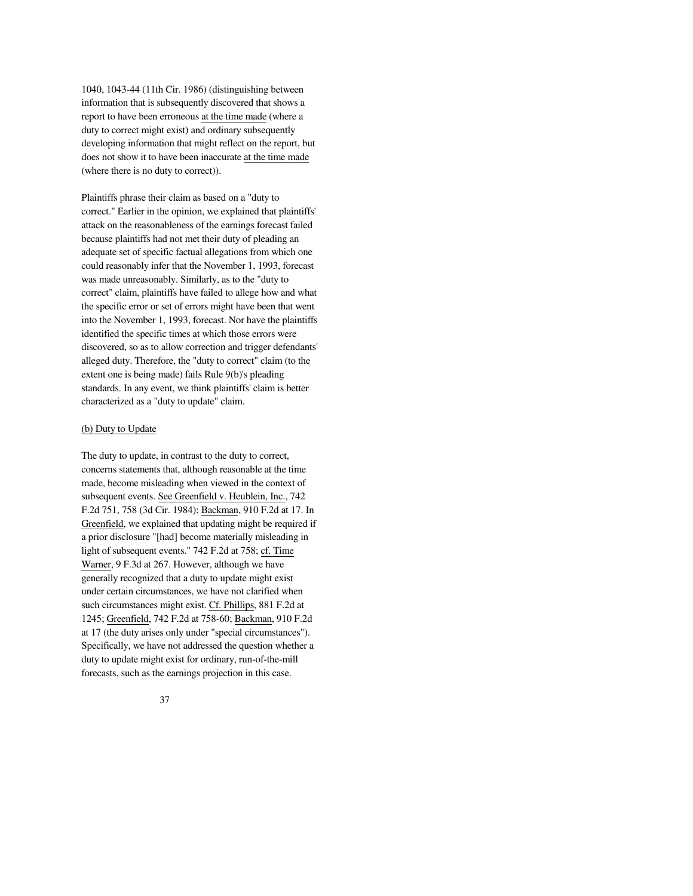1040, 1043-44 (11th Cir. 1986) (distinguishing between information that is subsequently discovered that shows a report to have been erroneous at the time made (where a duty to correct might exist) and ordinary subsequently developing information that might reflect on the report, but does not show it to have been inaccurate at the time made (where there is no duty to correct)).

Plaintiffs phrase their claim as based on a "duty to correct." Earlier in the opinion, we explained that plaintiffs' attack on the reasonableness of the earnings forecast failed because plaintiffs had not met their duty of pleading an adequate set of specific factual allegations from which one could reasonably infer that the November 1, 1993, forecast was made unreasonably. Similarly, as to the "duty to correct" claim, plaintiffs have failed to allege how and what the specific error or set of errors might have been that went into the November 1, 1993, forecast. Nor have the plaintiffs identified the specific times at which those errors were discovered, so as to allow correction and trigger defendants' alleged duty. Therefore, the "duty to correct" claim (to the extent one is being made) fails Rule 9(b)'s pleading standards. In any event, we think plaintiffs' claim is better characterized as a "duty to update" claim.

(b) Duty to Update

The duty to update, in contrast to the duty to correct, concerns statements that, although reasonable at the time made, become misleading when viewed in the context of subsequent events. See Greenfield v. Heublein, Inc., 742 F.2d 751, 758 (3d Cir. 1984); Backman, 910 F.2d at 17. In Greenfield, we explained that updating might be required if a prior disclosure "[had] become materially misleading in light of subsequent events." 742 F.2d at 758; cf. Time Warner, 9 F.3d at 267. However, although we have generally recognized that a duty to update might exist under certain circumstances, we have not clarified when such circumstances might exist. Cf. Phillips, 881 F.2d at 1245; Greenfield, 742 F.2d at 758-60; Backman, 910 F.2d at 17 (the duty arises only under "special circumstances"). Specifically, we have not addressed the question whether a duty to update might exist for ordinary, run-of-the-mill forecasts, such as the earnings projection in this case.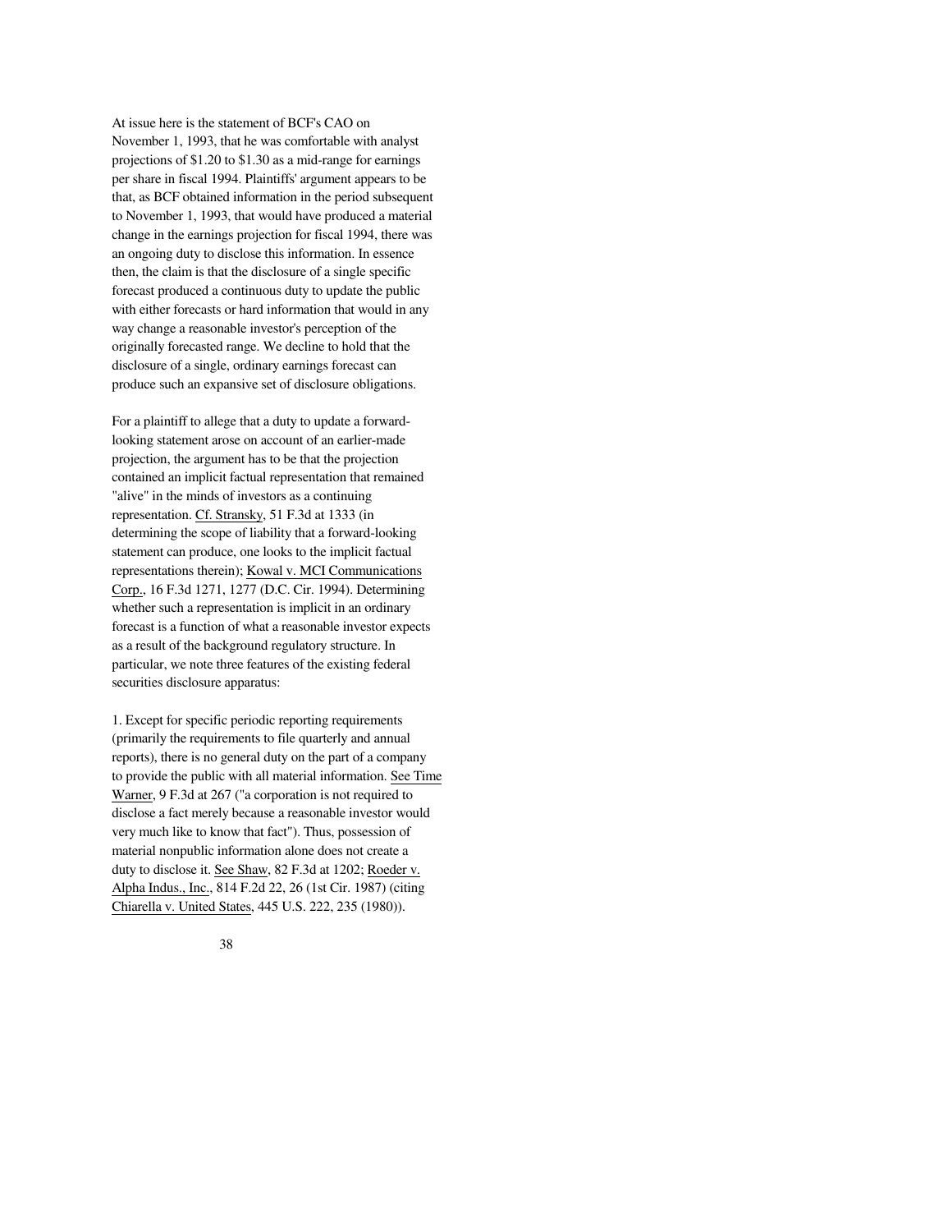At issue here is the statement of BCF's CAO on November 1, 1993, that he was comfortable with analyst projections of $1.20 to $1.30 as a mid-range for earnings per share in fiscal 1994. Plaintiffs' argument appears to be that, as BCF obtained information in the period subsequent to November 1, 1993, that would have produced a material change in the earnings projection for fiscal 1994, there was an ongoing duty to disclose this information. In essence then, the claim is that the disclosure of a single specific forecast produced a continuous duty to update the public with either forecasts or hard information that would in any way change a reasonable investor's perception of the originally forecasted range. We decline to hold that the disclosure of a single, ordinary earnings forecast can produce such an expansive set of disclosure obligations.

For a plaintiff to allege that a duty to update a forward-looking statement arose on account of an earlier-made projection, the argument has to be that the projection contained an implicit factual representation that remained "alive" in the minds of investors as a continuing representation. Cf. Stransky, 51 F.3d at 1333 (in determining the scope of liability that a forward-looking statement can produce, one looks to the implicit factual representations therein); Kowal v. MCI Communications Corp., 16 F.3d 1271, 1277 (D.C. Cir. 1994). Determining whether such a representation is implicit in an ordinary forecast is a function of what a reasonable investor expects as a result of the background regulatory structure. In particular, we note three features of the existing federal securities disclosure apparatus:

1. Except for specific periodic reporting requirements (primarily the requirements to file quarterly and annual reports), there is no general duty on the part of a company to provide the public with all material information. See Time Warner, 9 F.3d at 267 ("a corporation is not required to disclose a fact merely because a reasonable investor would very much like to know that fact"). Thus, possession of material nonpublic information alone does not create a duty to disclose it. See Shaw, 82 F.3d at 1202; Roeder v. Alpha Indus., Inc., 814 F.2d 22, 26 (1st Cir. 1987) (citing Chiarella v. United States, 445 U.S. 222, 235 (1980)).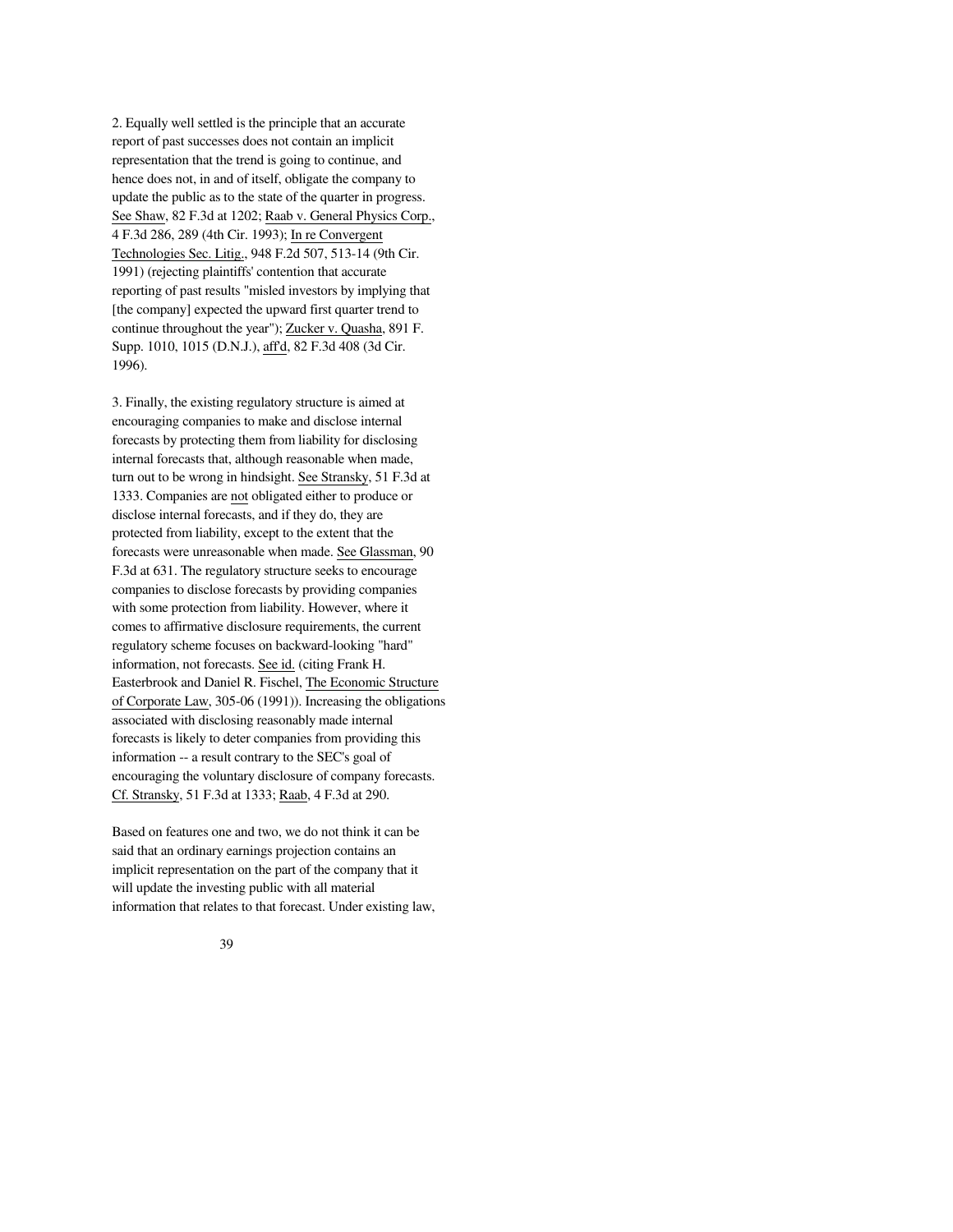2. Equally well settled is the principle that an accurate report of past successes does not contain an implicit representation that the trend is going to continue, and hence does not, in and of itself, obligate the company to update the public as to the state of the quarter in progress. See Shaw, 82 F.3d at 1202; Raab v. General Physics Corp., 4 F.3d 286, 289 (4th Cir. 1993); In re Convergent Technologies Sec. Litig., 948 F.2d 507, 513-14 (9th Cir. 1991) (rejecting plaintiffs' contention that accurate reporting of past results "misled investors by implying that [the company] expected the upward first quarter trend to continue throughout the year"); Zucker v. Quasha, 891 F. Supp. 1010, 1015 (D.N.J.), aff'd, 82 F.3d 408 (3d Cir. 1996).

3. Finally, the existing regulatory structure is aimed at encouraging companies to make and disclose internal forecasts by protecting them from liability for disclosing internal forecasts that, although reasonable when made, turn out to be wrong in hindsight. See Stransky, 51 F.3d at 1333. Companies are not obligated either to produce or disclose internal forecasts, and if they do, they are protected from liability, except to the extent that the forecasts were unreasonable when made. See Glassman, 90 F.3d at 631. The regulatory structure seeks to encourage companies to disclose forecasts by providing companies with some protection from liability. However, where it comes to affirmative disclosure requirements, the current regulatory scheme focuses on backward-looking "hard" information, not forecasts. See id. (citing Frank H. Easterbrook and Daniel R. Fischel, The Economic Structure of Corporate Law, 305-06 (1991)). Increasing the obligations associated with disclosing reasonably made internal forecasts is likely to deter companies from providing this information -- a result contrary to the SEC's goal of encouraging the voluntary disclosure of company forecasts. Cf. Stransky, 51 F.3d at 1333; Raab, 4 F.3d at 290.

Based on features one and two, we do not think it can be said that an ordinary earnings projection contains an implicit representation on the part of the company that it will update the investing public with all material information that relates to that forecast. Under existing law,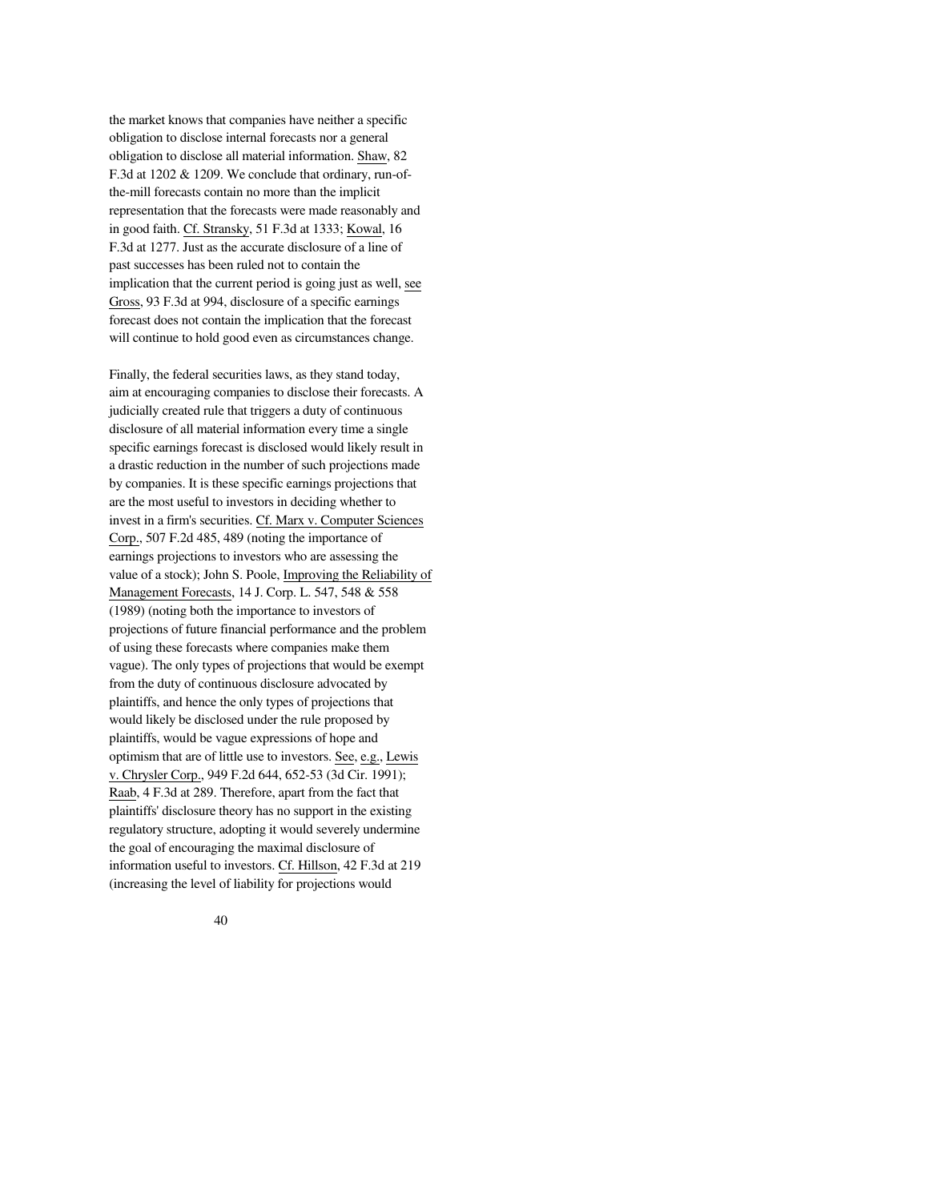the market knows that companies have neither a specific obligation to disclose internal forecasts nor a general obligation to disclose all material information. Shaw, 82 F.3d at 1202 & 1209. We conclude that ordinary, run-of-the-mill forecasts contain no more than the implicit representation that the forecasts were made reasonably and in good faith. Cf. Stransky, 51 F.3d at 1333; Kowal, 16 F.3d at 1277. Just as the accurate disclosure of a line of past successes has been ruled not to contain the implication that the current period is going just as well, see Gross, 93 F.3d at 994, disclosure of a specific earnings forecast does not contain the implication that the forecast will continue to hold good even as circumstances change.

Finally, the federal securities laws, as they stand today, aim at encouraging companies to disclose their forecasts. A judicially created rule that triggers a duty of continuous disclosure of all material information every time a single specific earnings forecast is disclosed would likely result in a drastic reduction in the number of such projections made by companies. It is these specific earnings projections that are the most useful to investors in deciding whether to invest in a firm's securities. Cf. Marx v. Computer Sciences Corp., 507 F.2d 485, 489 (noting the importance of earnings projections to investors who are assessing the value of a stock); John S. Poole, Improving the Reliability of Management Forecasts, 14 J. Corp. L. 547, 548 & 558 (1989) (noting both the importance to investors of projections of future financial performance and the problem of using these forecasts where companies make them vague). The only types of projections that would be exempt from the duty of continuous disclosure advocated by plaintiffs, and hence the only types of projections that would likely be disclosed under the rule proposed by plaintiffs, would be vague expressions of hope and optimism that are of little use to investors. See, e.g., Lewis v. Chrysler Corp., 949 F.2d 644, 652-53 (3d Cir. 1991); Raab, 4 F.3d at 289. Therefore, apart from the fact that plaintiffs' disclosure theory has no support in the existing regulatory structure, adopting it would severely undermine the goal of encouraging the maximal disclosure of information useful to investors. Cf. Hillson, 42 F.3d at 219 (increasing the level of liability for projections would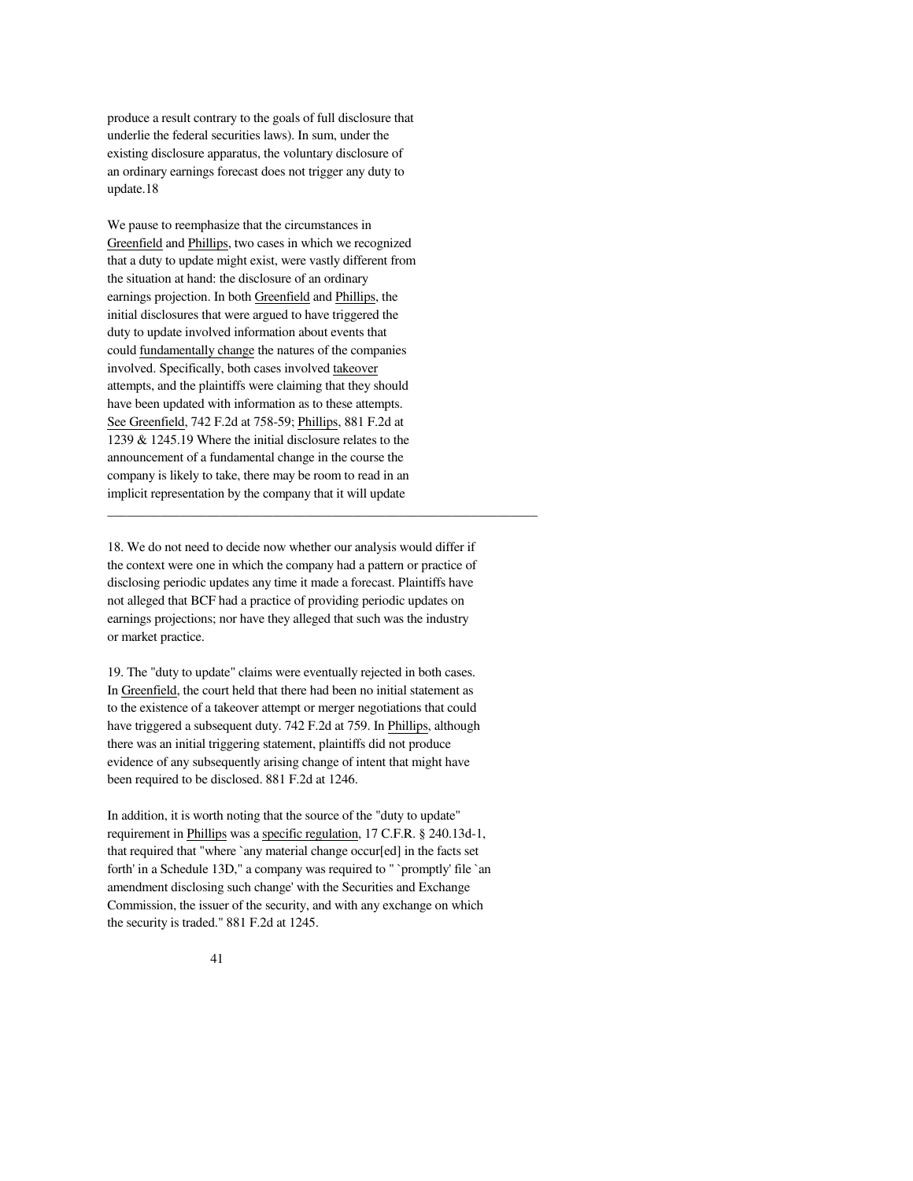produce a result contrary to the goals of full disclosure that underlie the federal securities laws). In sum, under the existing disclosure apparatus, the voluntary disclosure of an ordinary earnings forecast does not trigger any duty to update.[18]

We pause to reemphasize that the circumstances in Greenfield and Phillips, two cases in which we recognized that a duty to update might exist, were vastly different from the situation at hand: the disclosure of an ordinary earnings projection. In both Greenfield and Phillips, the initial disclosures that were argued to have triggered the duty to update involved information about events that could fundamentally change the natures of the companies involved. Specifically, both cases involved takeover attempts, and the plaintiffs were claiming that they should have been updated with information as to these attempts. See Greenfield, 742 F.2d at 758-59; Phillips, 881 F.2d at 1239 & 1245.[19] Where the initial disclosure relates to the announcement of a fundamental change in the course the company is likely to take, there may be room to read in an implicit representation by the company that it will update

---

18. We do not need to decide now whether our analysis would differ if the context were one in which the company had a pattern or practice of disclosing periodic updates any time it made a forecast. Plaintiffs have not alleged that BCF had a practice of providing periodic updates on earnings projections; nor have they alleged that such was the industry or market practice.

19. The "duty to update" claims were eventually rejected in both cases. In Greenfield, the court held that there had been no initial statement as to the existence of a takeover attempt or merger negotiations that could have triggered a subsequent duty. 742 F.2d at 759. In Phillips, although there was an initial triggering statement, plaintiffs did not produce evidence of any subsequently arising change of intent that might have been required to be disclosed. 881 F.2d at 1246.

In addition, it is worth noting that the source of the "duty to update" requirement in Phillips was a specific regulation, 17 C.F.R. § 240.13d-1, that required that "where `any material change occur[ed] in the facts set forth' in a Schedule 13D," a company was required to " `promptly' file `an amendment disclosing such change' with the Securities and Exchange Commission, the issuer of the security, and with any exchange on which the security is traded." 881 F.2d at 1245.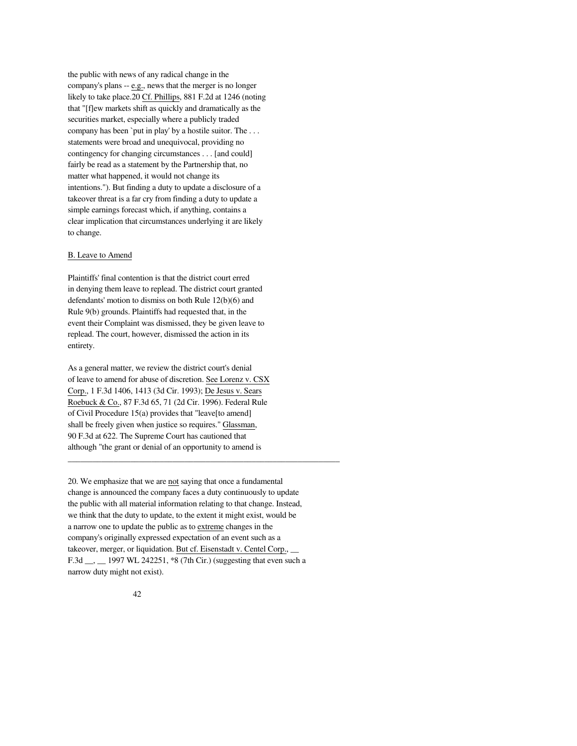the public with news of any radical change in the company's plans -- e.g., news that the merger is no longer likely to take place.[20] Cf. Phillips, 881 F.2d at 1246 (noting that "[f]ew markets shift as quickly and dramatically as the securities market, especially where a publicly traded company has been `put in play' by a hostile suitor. The . . . statements were broad and unequivocal, providing no contingency for changing circumstances . . . [and could] fairly be read as a statement by the Partnership that, no matter what happened, it would not change its intentions."). But finding a duty to update a disclosure of a takeover threat is a far cry from finding a duty to update a simple earnings forecast which, if anything, contains a clear implication that circumstances underlying it are likely to change.

B. Leave to Amend

Plaintiffs' final contention is that the district court erred in denying them leave to replead. The district court granted defendants' motion to dismiss on both Rule 12(b)(6) and Rule 9(b) grounds. Plaintiffs had requested that, in the event their Complaint was dismissed, they be given leave to replead. The court, however, dismissed the action in its entirety.

As a general matter, we review the district court's denial of leave to amend for abuse of discretion. See Lorenz v. CSX Corp., 1 F.3d 1406, 1413 (3d Cir. 1993); De Jesus v. Sears Roebuck & Co., 87 F.3d 65, 71 (2d Cir. 1996). Federal Rule of Civil Procedure 15(a) provides that "leave[to amend] shall be freely given when justice so requires." Glassman, 90 F.3d at 622. The Supreme Court has cautioned that although "the grant or denial of an opportunity to amend is

---

20. We emphasize that we are not saying that once a fundamental change is announced the company faces a duty continuously to update the public with all material information relating to that change. Instead, we think that the duty to update, to the extent it might exist, would be a narrow one to update the public as to extreme changes in the company's originally expressed expectation of an event such as a takeover, merger, or liquidation. But cf. Eisenstadt v. Centel Corp., __ F.3d __, __ 1997 WL 242251, *8 (7th Cir.) (suggesting that even such a narrow duty might not exist).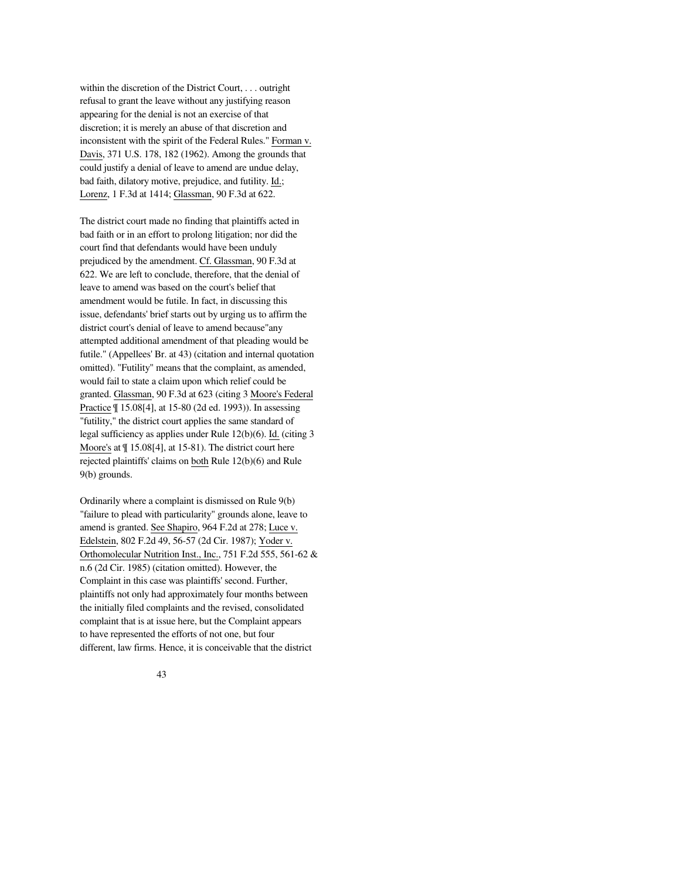within the discretion of the District Court, . . . outright refusal to grant the leave without any justifying reason appearing for the denial is not an exercise of that discretion; it is merely an abuse of that discretion and inconsistent with the spirit of the Federal Rules." Forman v. Davis, 371 U.S. 178, 182 (1962). Among the grounds that could justify a denial of leave to amend are undue delay, bad faith, dilatory motive, prejudice, and futility. Id.; Lorenz, 1 F.3d at 1414; Glassman, 90 F.3d at 622.

The district court made no finding that plaintiffs acted in bad faith or in an effort to prolong litigation; nor did the court find that defendants would have been unduly prejudiced by the amendment. Cf. Glassman, 90 F.3d at 622. We are left to conclude, therefore, that the denial of leave to amend was based on the court's belief that amendment would be futile. In fact, in discussing this issue, defendants' brief starts out by urging us to affirm the district court's denial of leave to amend because"any attempted additional amendment of that pleading would be futile." (Appellees' Br. at 43) (citation and internal quotation omitted). "Futility" means that the complaint, as amended, would fail to state a claim upon which relief could be granted. Glassman, 90 F.3d at 623 (citing 3 Moore's Federal Practice ¶ 15.08[4], at 15-80 (2d ed. 1993)). In assessing "futility," the district court applies the same standard of legal sufficiency as applies under Rule 12(b)(6). Id. (citing 3 Moore's at ¶ 15.08[4], at 15-81). The district court here rejected plaintiffs' claims on both Rule 12(b)(6) and Rule 9(b) grounds.

Ordinarily where a complaint is dismissed on Rule 9(b) "failure to plead with particularity" grounds alone, leave to amend is granted. See Shapiro, 964 F.2d at 278; Luce v. Edelstein, 802 F.2d 49, 56-57 (2d Cir. 1987); Yoder v. Orthomolecular Nutrition Inst., Inc., 751 F.2d 555, 561-62 & n.6 (2d Cir. 1985) (citation omitted). However, the Complaint in this case was plaintiffs' second. Further, plaintiffs not only had approximately four months between the initially filed complaints and the revised, consolidated complaint that is at issue here, but the Complaint appears to have represented the efforts of not one, but four different, law firms. Hence, it is conceivable that the district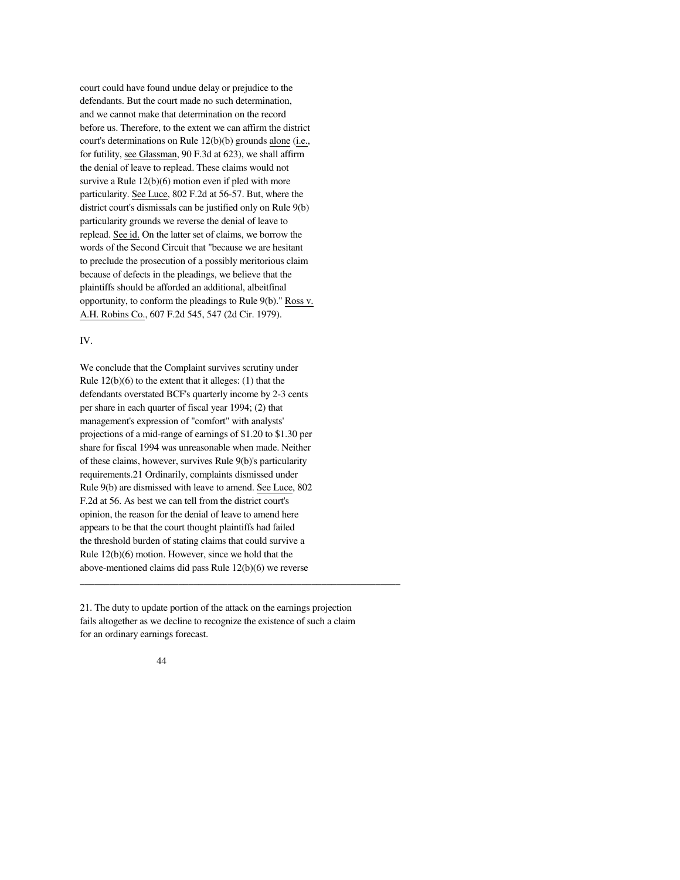court could have found undue delay or prejudice to the defendants. But the court made no such determination, and we cannot make that determination on the record before us. Therefore, to the extent we can affirm the district court's determinations on Rule 12(b)(b) grounds alone (i.e., for futility, see Glassman, 90 F.3d at 623), we shall affirm the denial of leave to replead. These claims would not survive a Rule 12(b)(6) motion even if pled with more particularity. See Luce, 802 F.2d at 56-57. But, where the district court's dismissals can be justified only on Rule 9(b) particularity grounds we reverse the denial of leave to replead. See id. On the latter set of claims, we borrow the words of the Second Circuit that "because we are hesitant to preclude the prosecution of a possibly meritorious claim because of defects in the pleadings, we believe that the plaintiffs should be afforded an additional, albeitfinal opportunity, to conform the pleadings to Rule 9(b)." Ross v. A.H. Robins Co., 607 F.2d 545, 547 (2d Cir. 1979).

IV.

We conclude that the Complaint survives scrutiny under Rule 12(b)(6) to the extent that it alleges: (1) that the defendants overstated BCF's quarterly income by 2-3 cents per share in each quarter of fiscal year 1994; (2) that management's expression of "comfort" with analysts' projections of a mid-range of earnings of $1.20 to $1.30 per share for fiscal 1994 was unreasonable when made. Neither of these claims, however, survives Rule 9(b)'s particularity requirements.21 Ordinarily, complaints dismissed under Rule 9(b) are dismissed with leave to amend. See Luce, 802 F.2d at 56. As best we can tell from the district court's opinion, the reason for the denial of leave to amend here appears to be that the court thought plaintiffs had failed the threshold burden of stating claims that could survive a Rule 12(b)(6) motion. However, since we hold that the above-mentioned claims did pass Rule 12(b)(6) we reverse

---

21. The duty to update portion of the attack on the earnings projection fails altogether as we decline to recognize the existence of such a claim for an ordinary earnings forecast.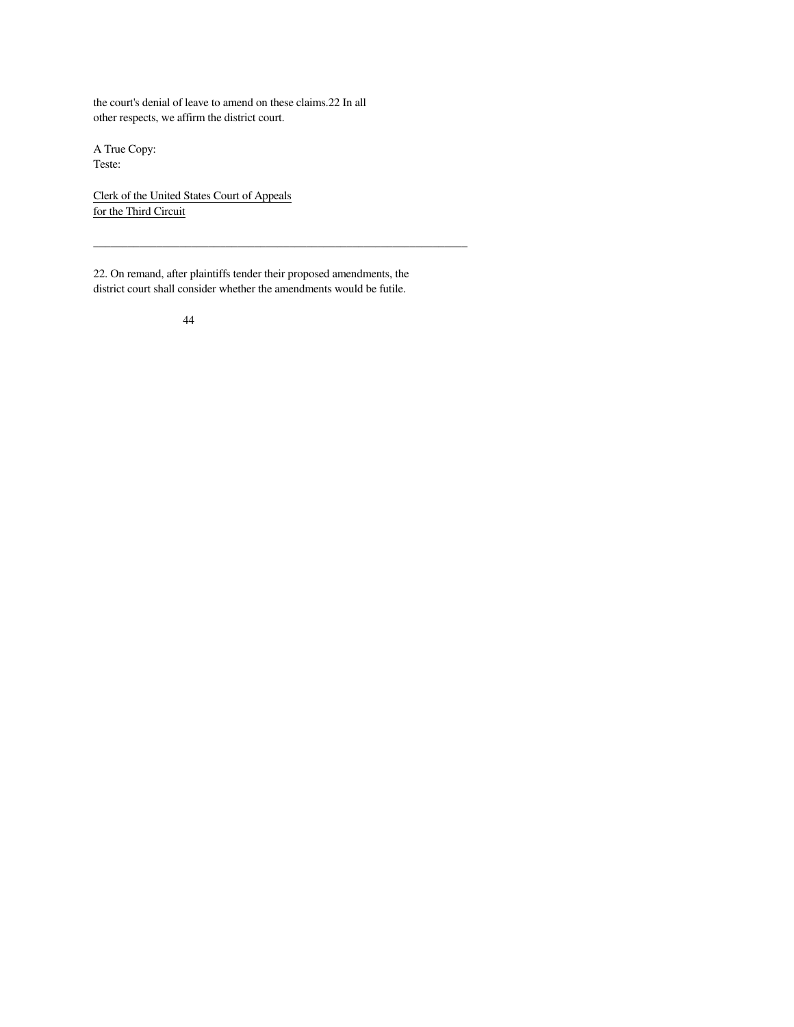the court's denial of leave to amend on these claims.[22] In all other respects, we affirm the district court.

A True Copy:
Teste:

Clerk of the United States Court of Appeals
for the Third Circuit

---

22. On remand, after plaintiffs tender their proposed amendments, the district court shall consider whether the amendments would be futile.